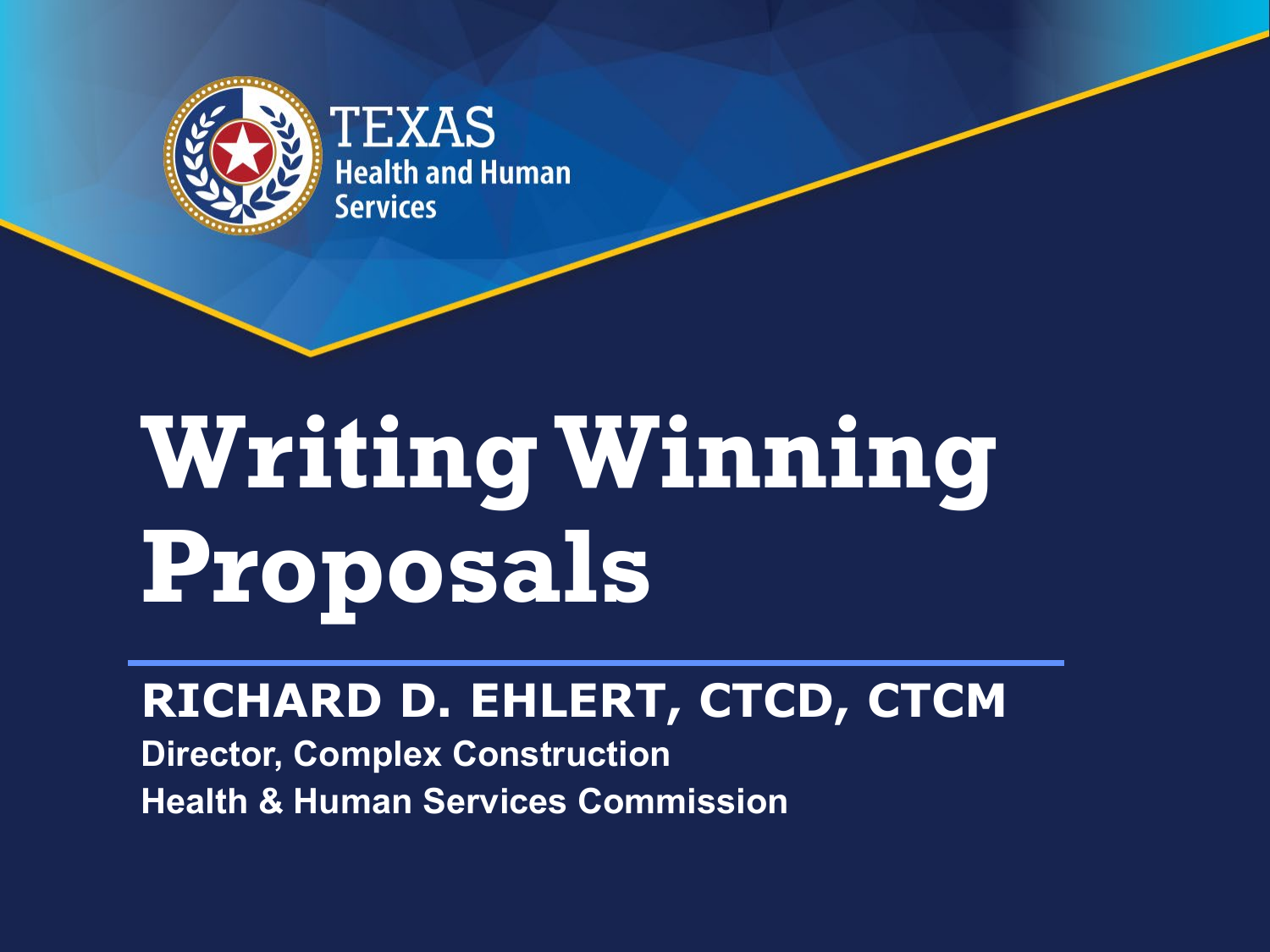TEXAS
Health and Human
Services

# Writing Winning Proposals

**RICHARD D. EHLERT, CTCD, CTCM**

**Director, Complex Construction**

**Health & Human Services Commission**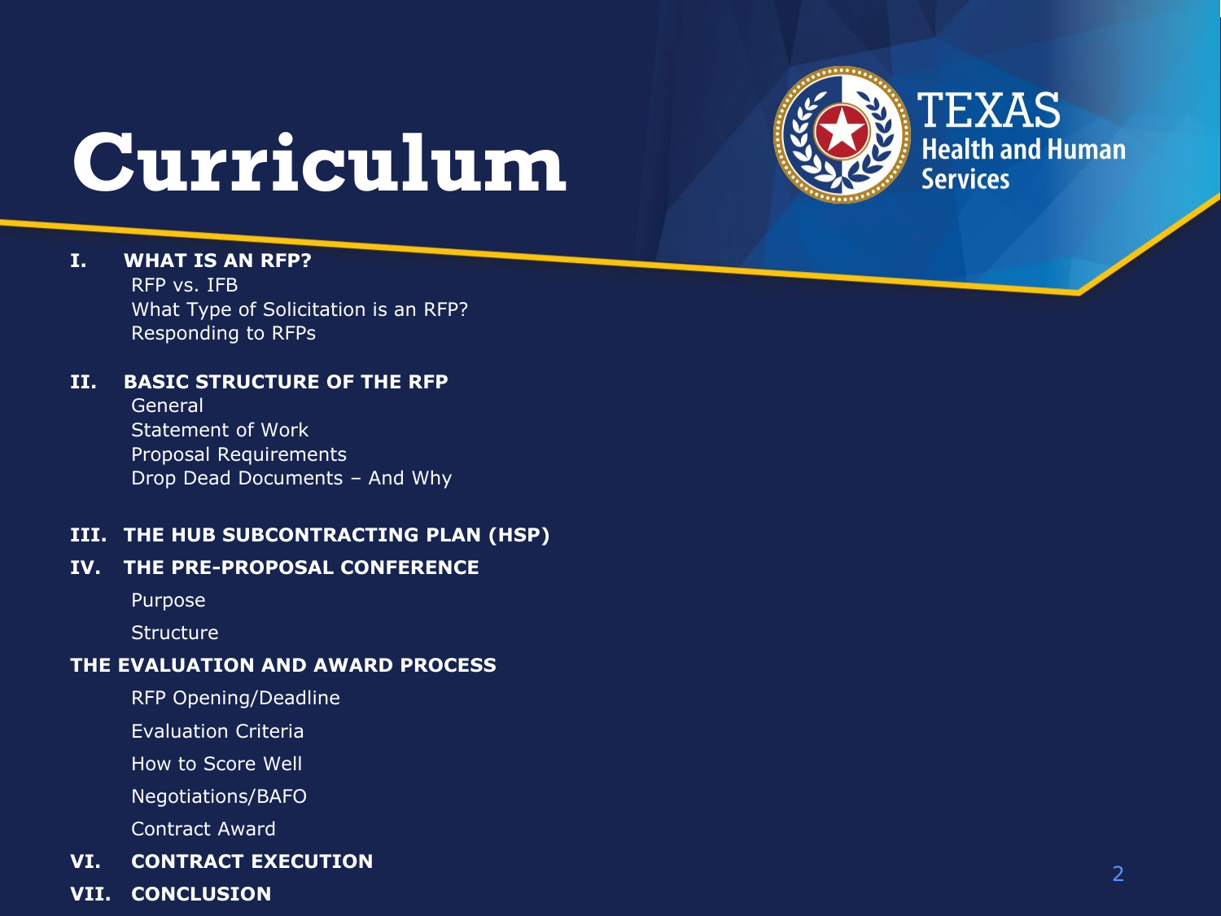# Curriculum

TEXAS Health and Human Services

**I. WHAT IS AN RFP?**
- RFP vs. IFB
- What Type of Solicitation is an RFP?
- Responding to RFPs

**II. BASIC STRUCTURE OF THE RFP**
- General
- Statement of Work
- Proposal Requirements
- Drop Dead Documents – And Why

**III. THE HUB SUBCONTRACTING PLAN (HSP)**

**IV. THE PRE-PROPOSAL CONFERENCE**
- Purpose
- Structure

**THE EVALUATION AND AWARD PROCESS**
- RFP Opening/Deadline
- Evaluation Criteria
- How to Score Well
- Negotiations/BAFO
- Contract Award

**VI. CONTRACT EXECUTION**

**VII. CONCLUSION**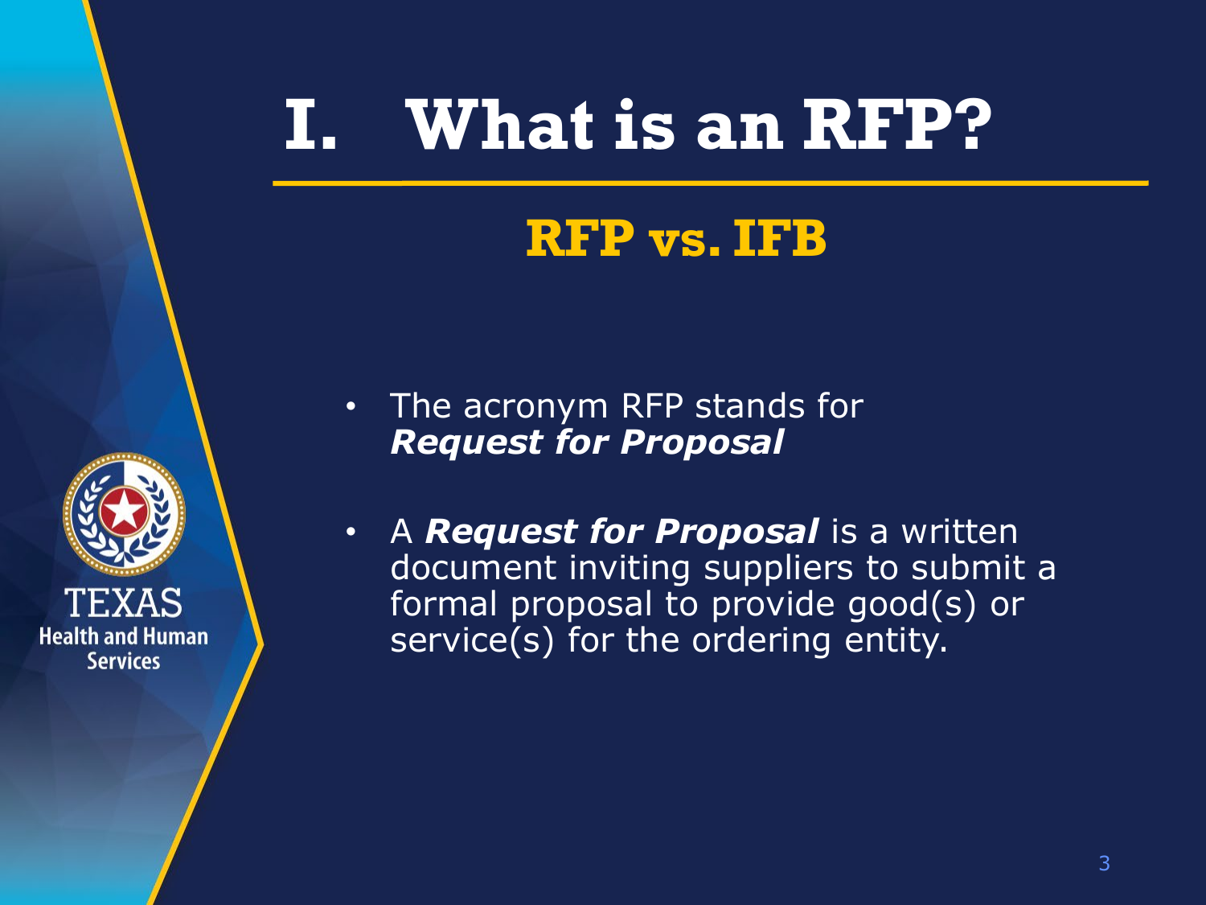# I. What is an RFP?

## RFP vs. IFB

- The acronym RFP stands for ***Request for Proposal***
- A ***Request for Proposal*** is a written document inviting suppliers to submit a formal proposal to provide good(s) or service(s) for the ordering entity.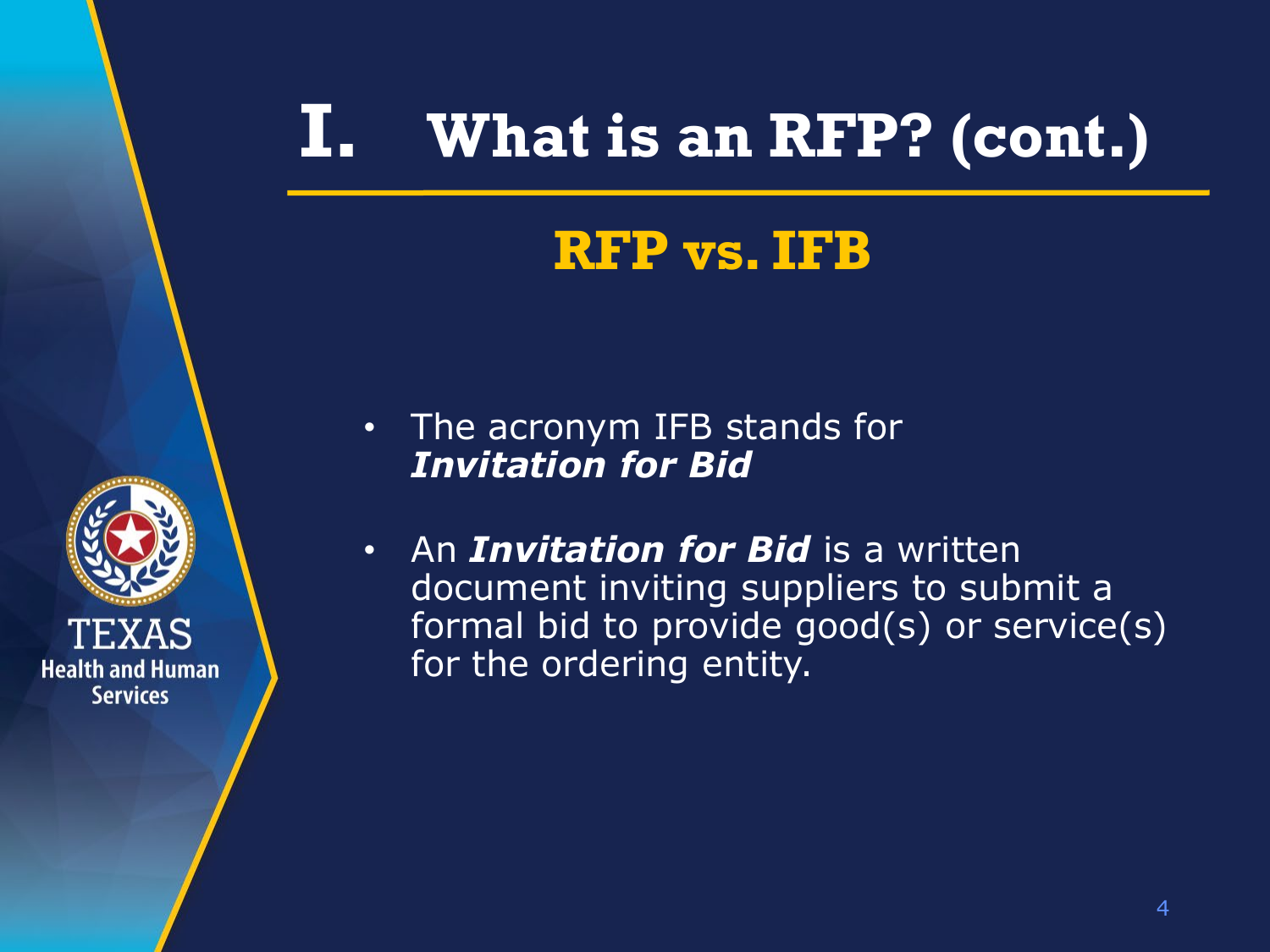# I. What is an RFP? (cont.)

## RFP vs. IFB

- The acronym IFB stands for ***Invitation for Bid***
- An ***Invitation for Bid*** is a written document inviting suppliers to submit a formal bid to provide good(s) or service(s) for the ordering entity.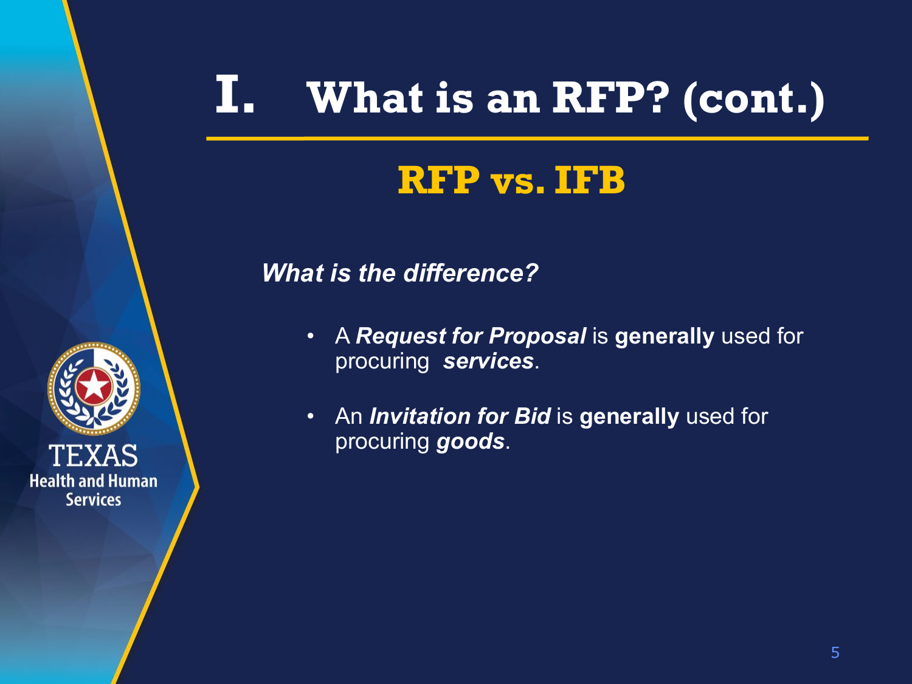# I. What is an RFP? (cont.)

## RFP vs. IFB

***What is the difference?***

- A ***Request for Proposal*** is **generally** used for procuring ***services***.
- An ***Invitation for Bid*** is **generally** used for procuring ***goods***.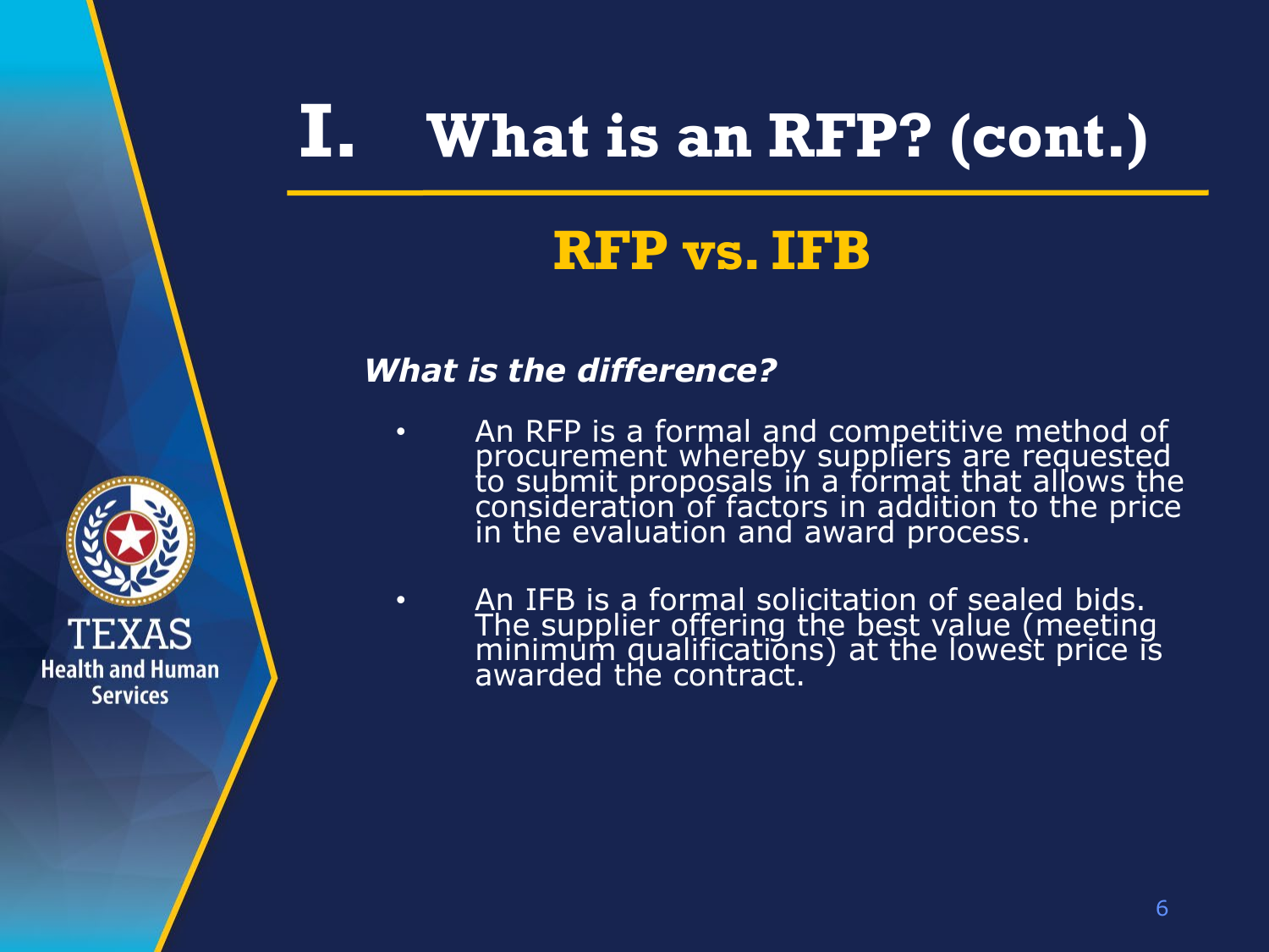# I. What is an RFP? (cont.)

## RFP vs. IFB

***What is the difference?***

- An RFP is a formal and competitive method of procurement whereby suppliers are requested to submit proposals in a format that allows the consideration of factors in addition to the price in the evaluation and award process.

- An IFB is a formal solicitation of sealed bids. The supplier offering the best value (meeting minimum qualifications) at the lowest price is awarded the contract.

TEXAS
Health and Human Services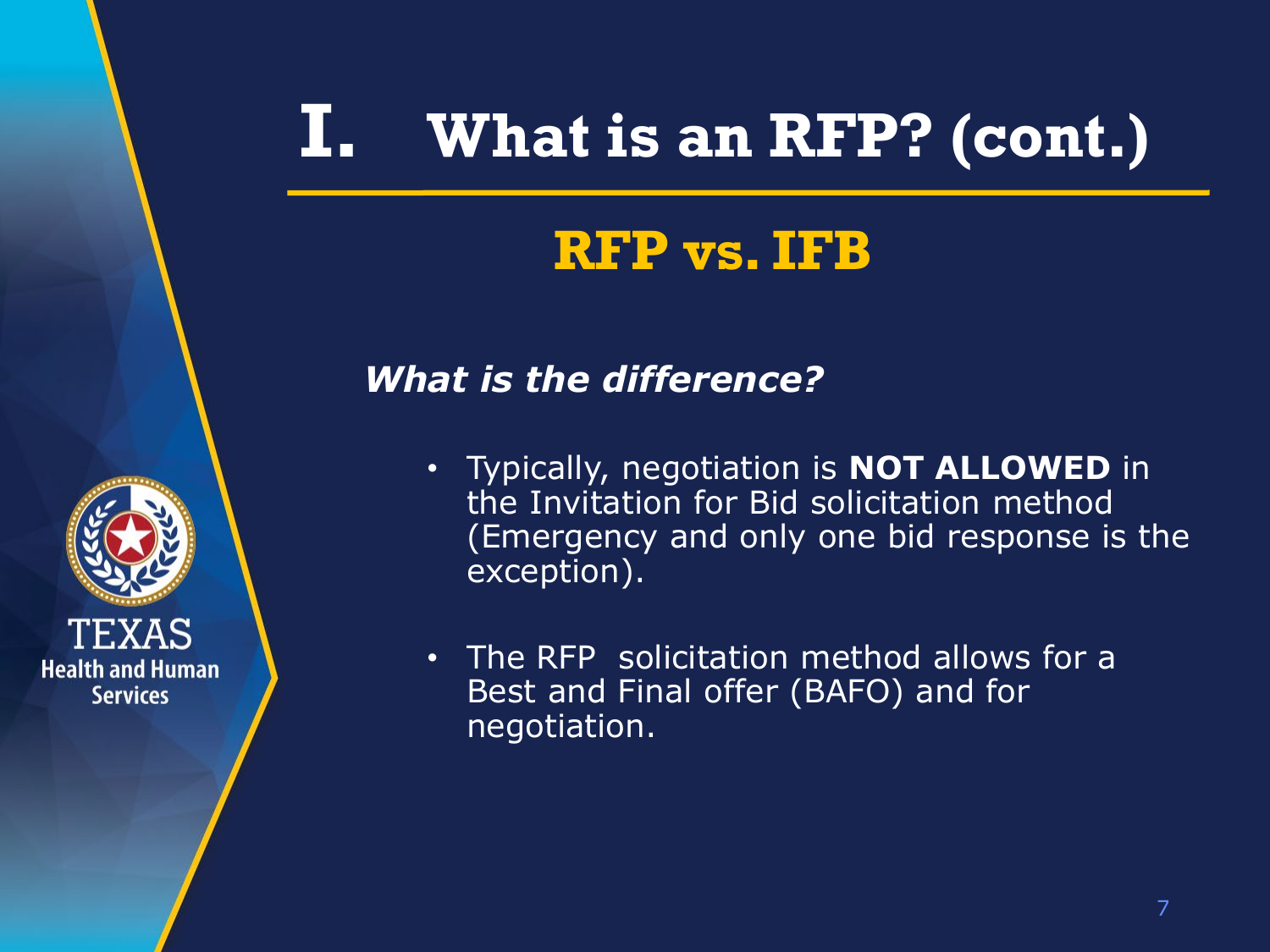# I. What is an RFP? (cont.)

## RFP vs. IFB

***What is the difference?***

- Typically, negotiation is **NOT ALLOWED** in the Invitation for Bid solicitation method (Emergency and only one bid response is the exception).
- The RFP solicitation method allows for a Best and Final offer (BAFO) and for negotiation.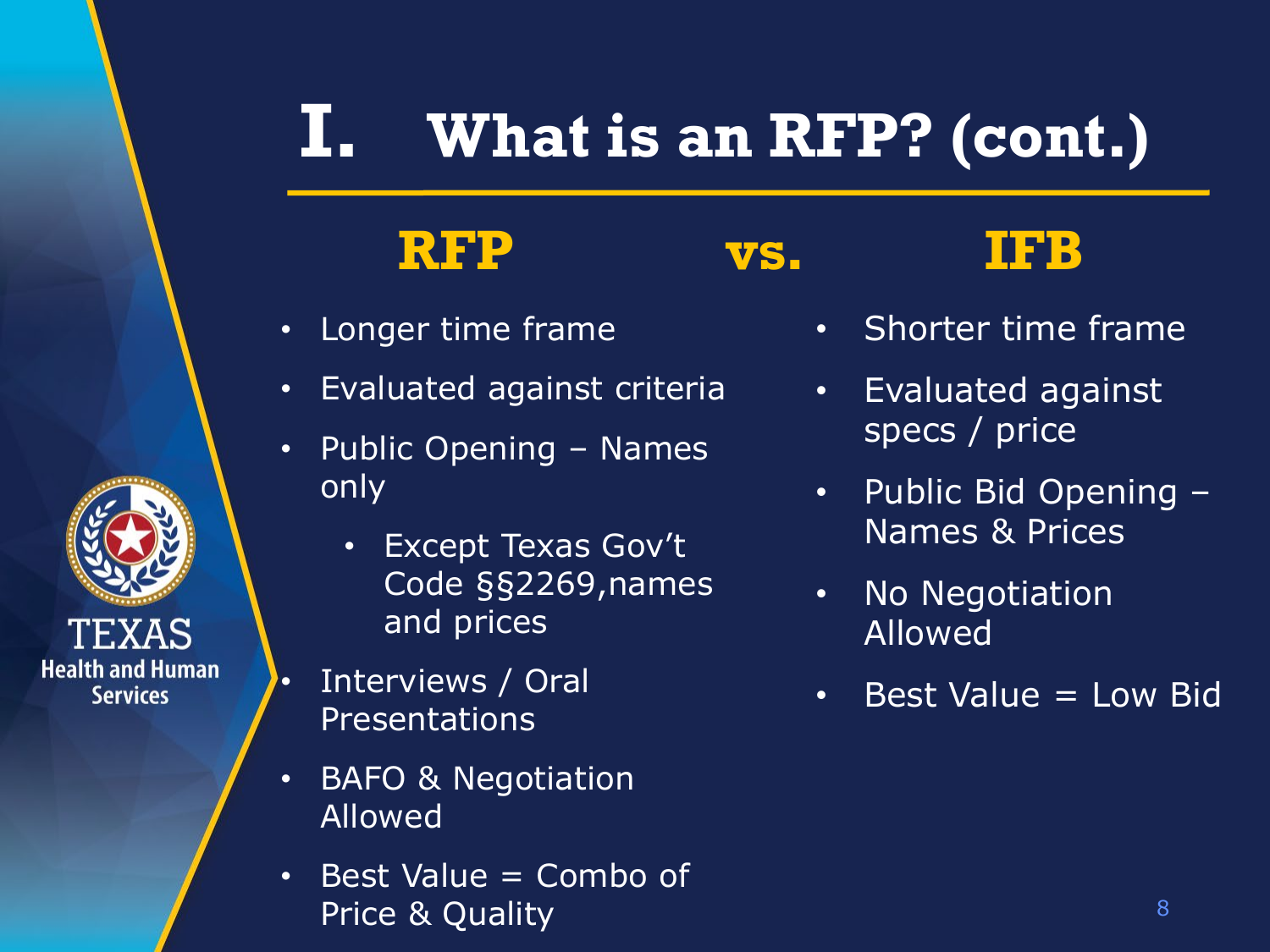# I. What is an RFP? (cont.)

## RFP vs. IFB

### RFP

- Longer time frame
- Evaluated against criteria
- Public Opening – Names only
  - Except Texas Gov't Code §§2269,names and prices
- Interviews / Oral Presentations
- BAFO & Negotiation Allowed
- Best Value = Combo of Price & Quality

### IFB

- Shorter time frame
- Evaluated against specs / price
- Public Bid Opening – Names & Prices
- No Negotiation Allowed
- Best Value = Low Bid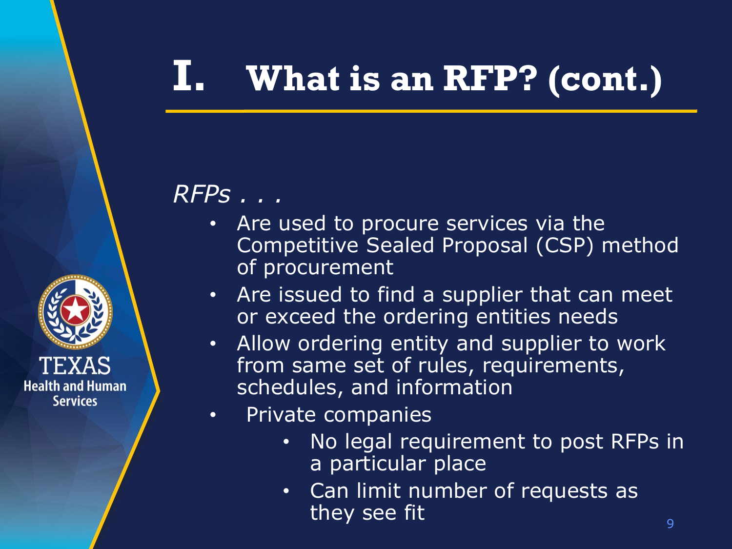# I. What is an RFP? (cont.)

*RFPs . . .*

- Are used to procure services via the Competitive Sealed Proposal (CSP) method of procurement
- Are issued to find a supplier that can meet or exceed the ordering entities needs
- Allow ordering entity and supplier to work from same set of rules, requirements, schedules, and information
- Private companies
  - No legal requirement to post RFPs in a particular place
  - Can limit number of requests as they see fit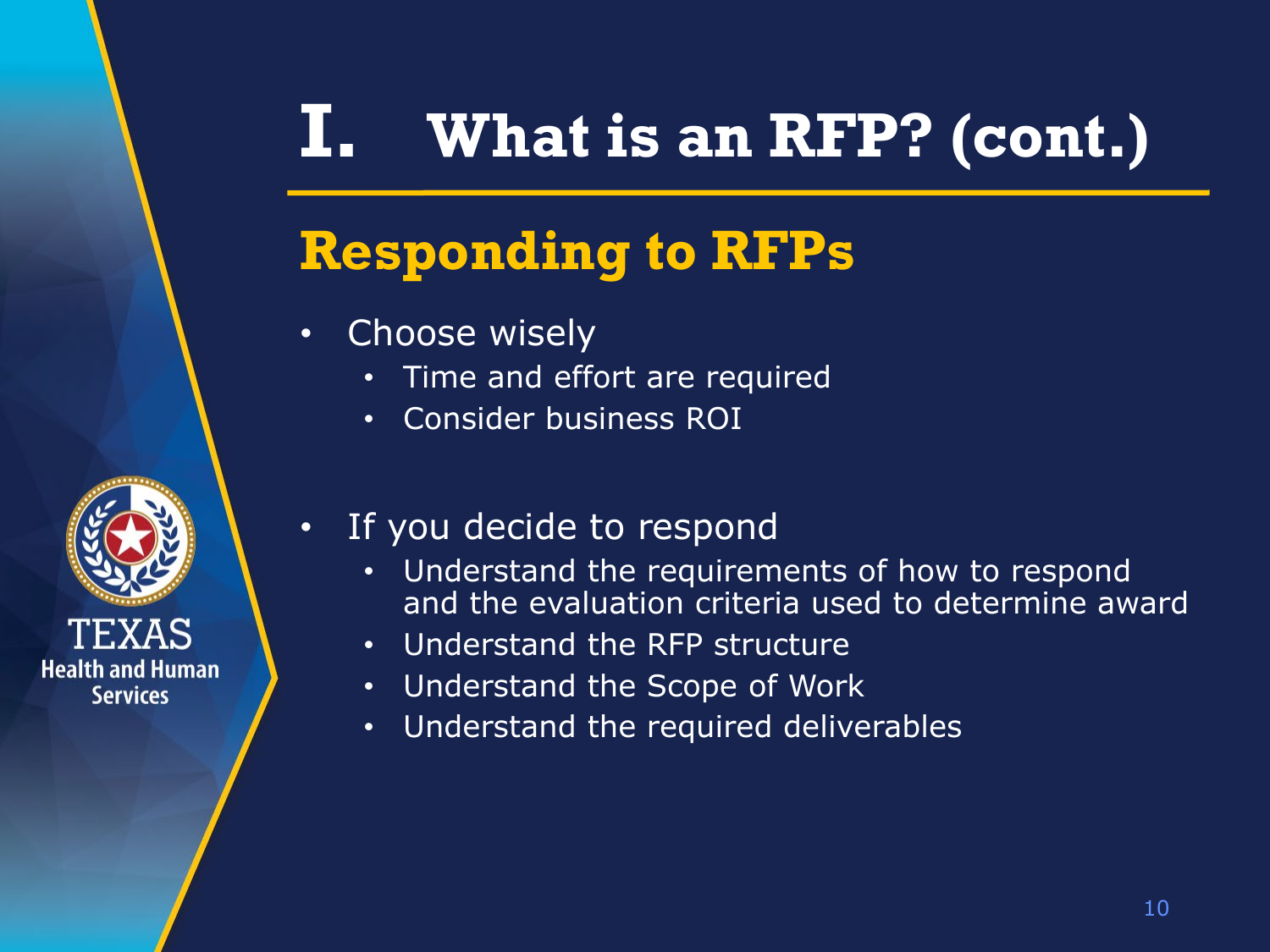# I. What is an RFP? (cont.)

## Responding to RFPs

- Choose wisely
  - Time and effort are required
  - Consider business ROI

- If you decide to respond
  - Understand the requirements of how to respond and the evaluation criteria used to determine award
  - Understand the RFP structure
  - Understand the Scope of Work
  - Understand the required deliverables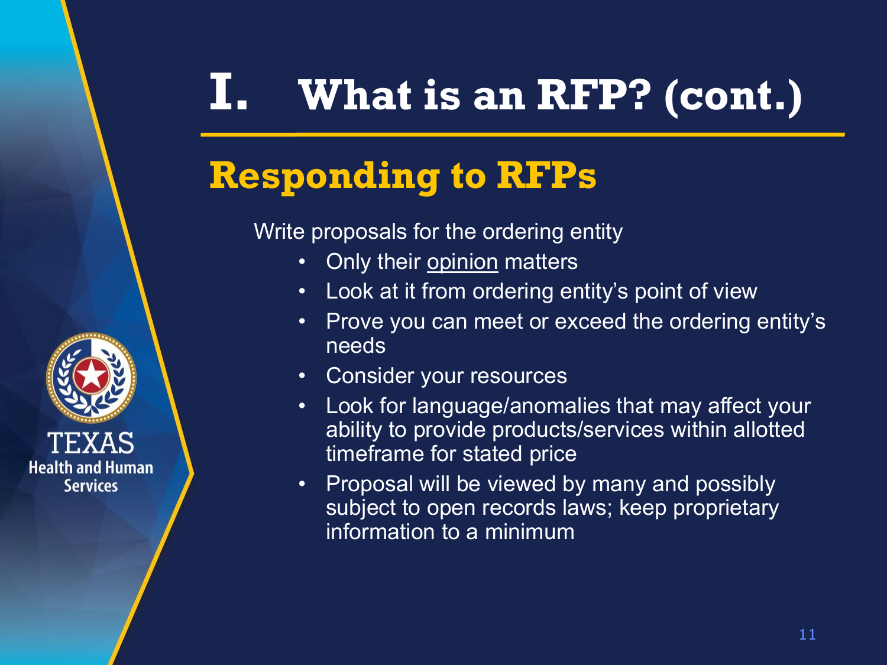# I. What is an RFP? (cont.)

## Responding to RFPs

Write proposals for the ordering entity

- Only their <u>opinion</u> matters
- Look at it from ordering entity's point of view
- Prove you can meet or exceed the ordering entity's needs
- Consider your resources
- Look for language/anomalies that may affect your ability to provide products/services within allotted timeframe for stated price
- Proposal will be viewed by many and possibly subject to open records laws; keep proprietary information to a minimum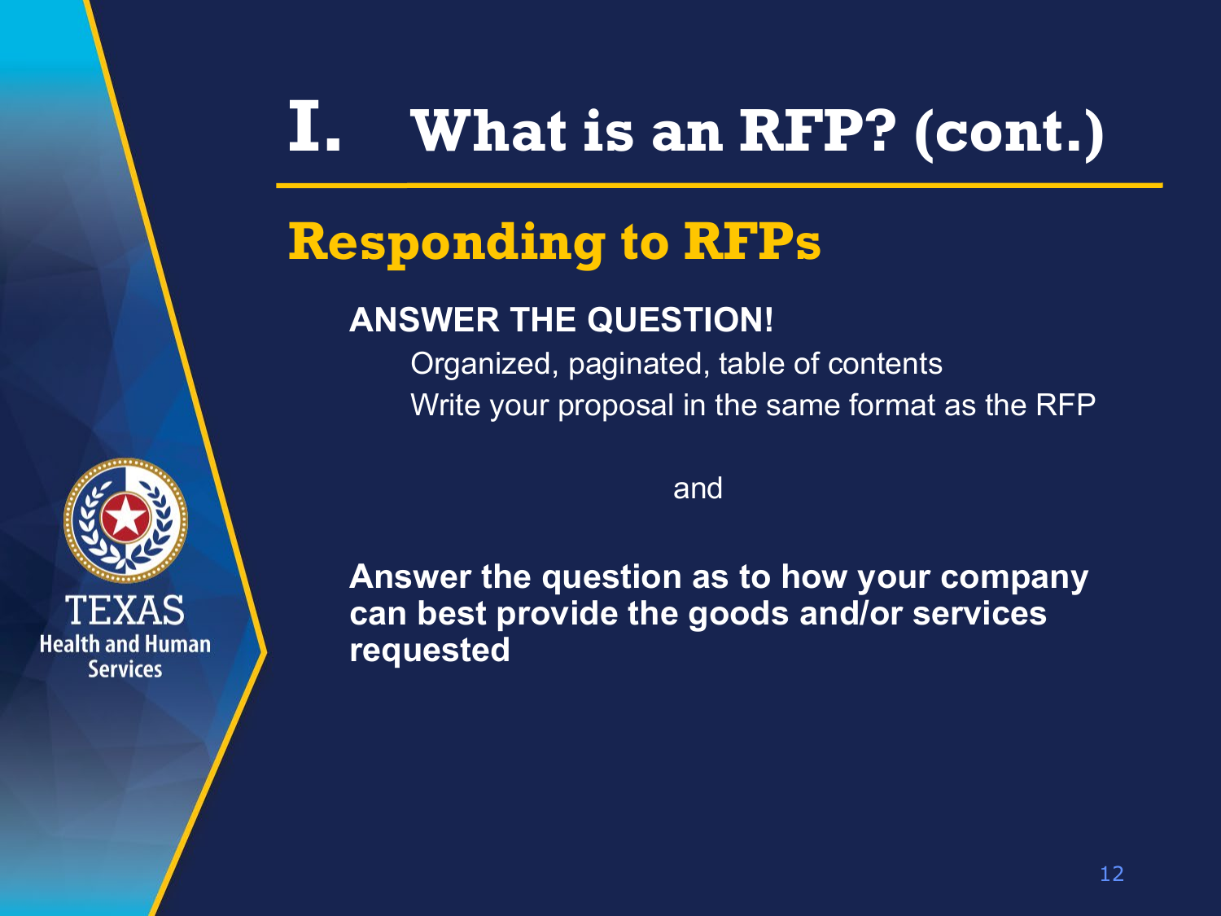# I. What is an RFP? (cont.)

## Responding to RFPs

**ANSWER THE QUESTION!**

Organized, paginated, table of contents

Write your proposal in the same format as the RFP

and

**Answer the question as to how your company can best provide the goods and/or services requested**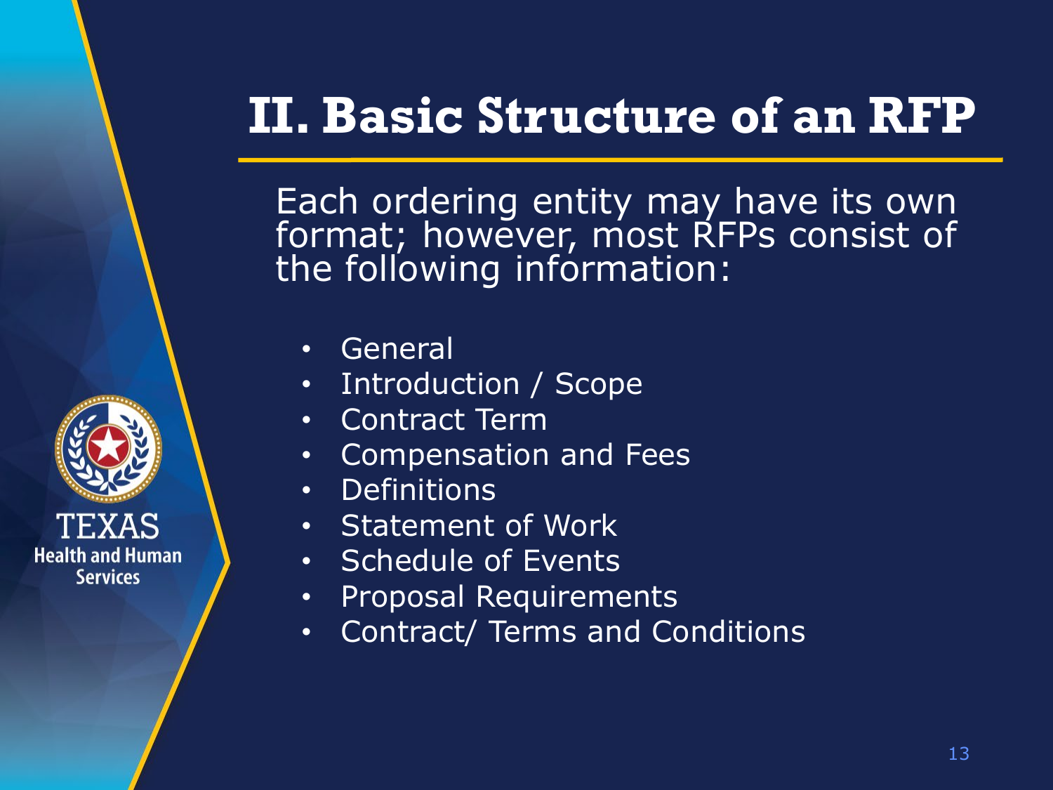# II. Basic Structure of an RFP

Each ordering entity may have its own format; however, most RFPs consist of the following information:

- General
- Introduction / Scope
- Contract Term
- Compensation and Fees
- Definitions
- Statement of Work
- Schedule of Events
- Proposal Requirements
- Contract/ Terms and Conditions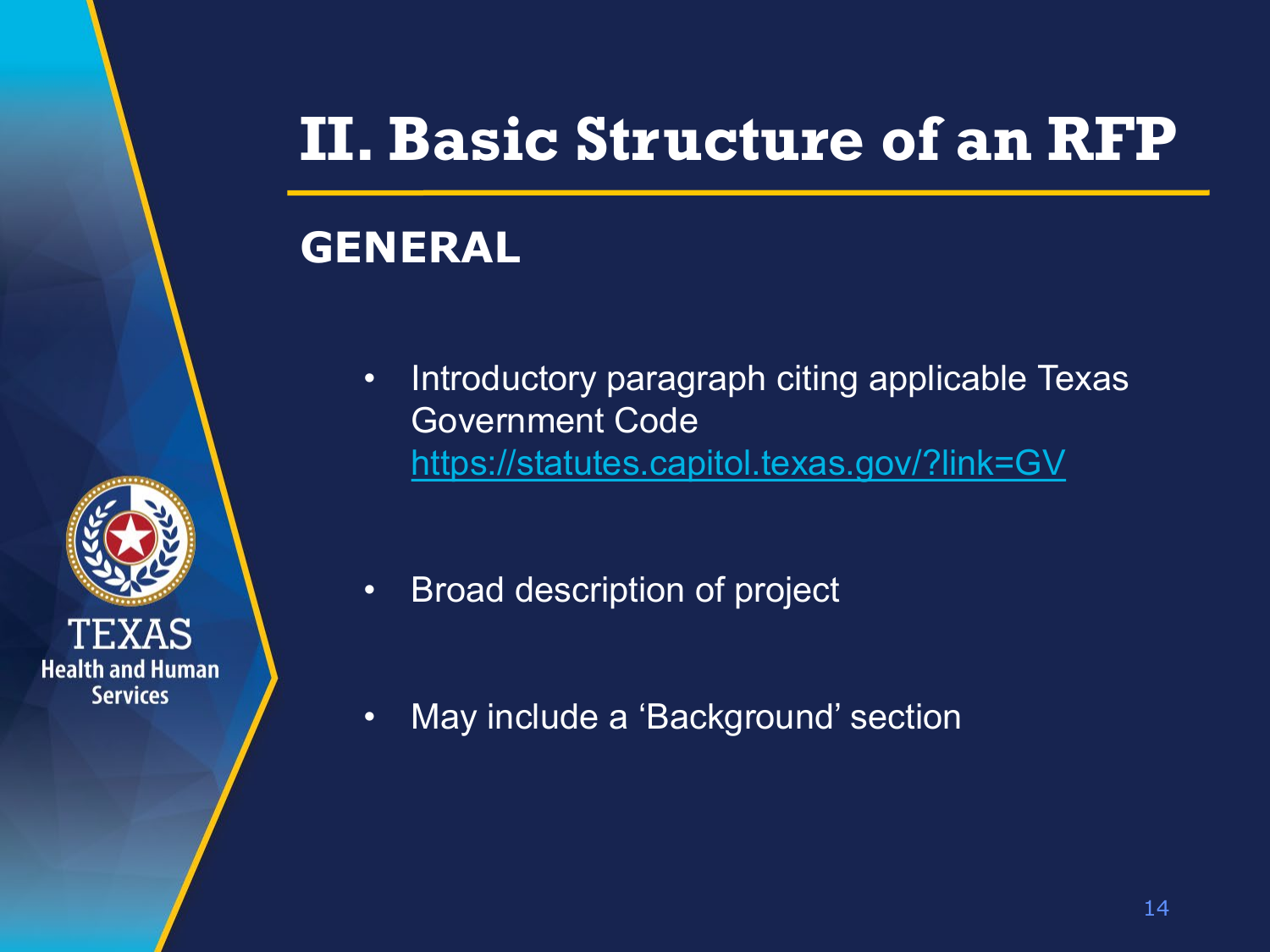# II. Basic Structure of an RFP

## GENERAL

- Introductory paragraph citing applicable Texas Government Code https://statutes.capitol.texas.gov/?link=GV
- Broad description of project
- May include a 'Background' section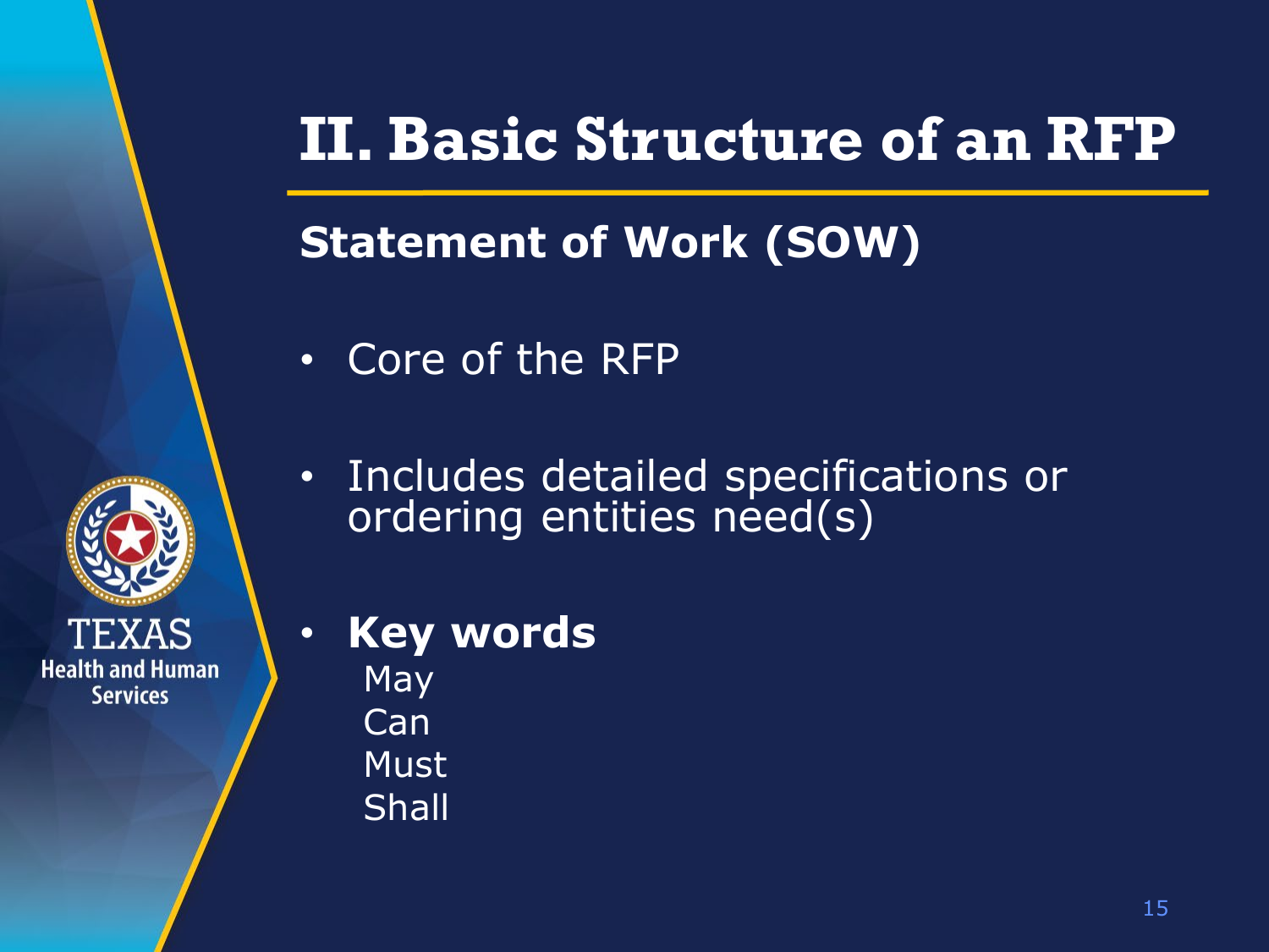# II. Basic Structure of an RFP

## Statement of Work (SOW)

- Core of the RFP
- Includes detailed specifications or ordering entities need(s)
- **Key words**
  - May
  - Can
  - Must
  - Shall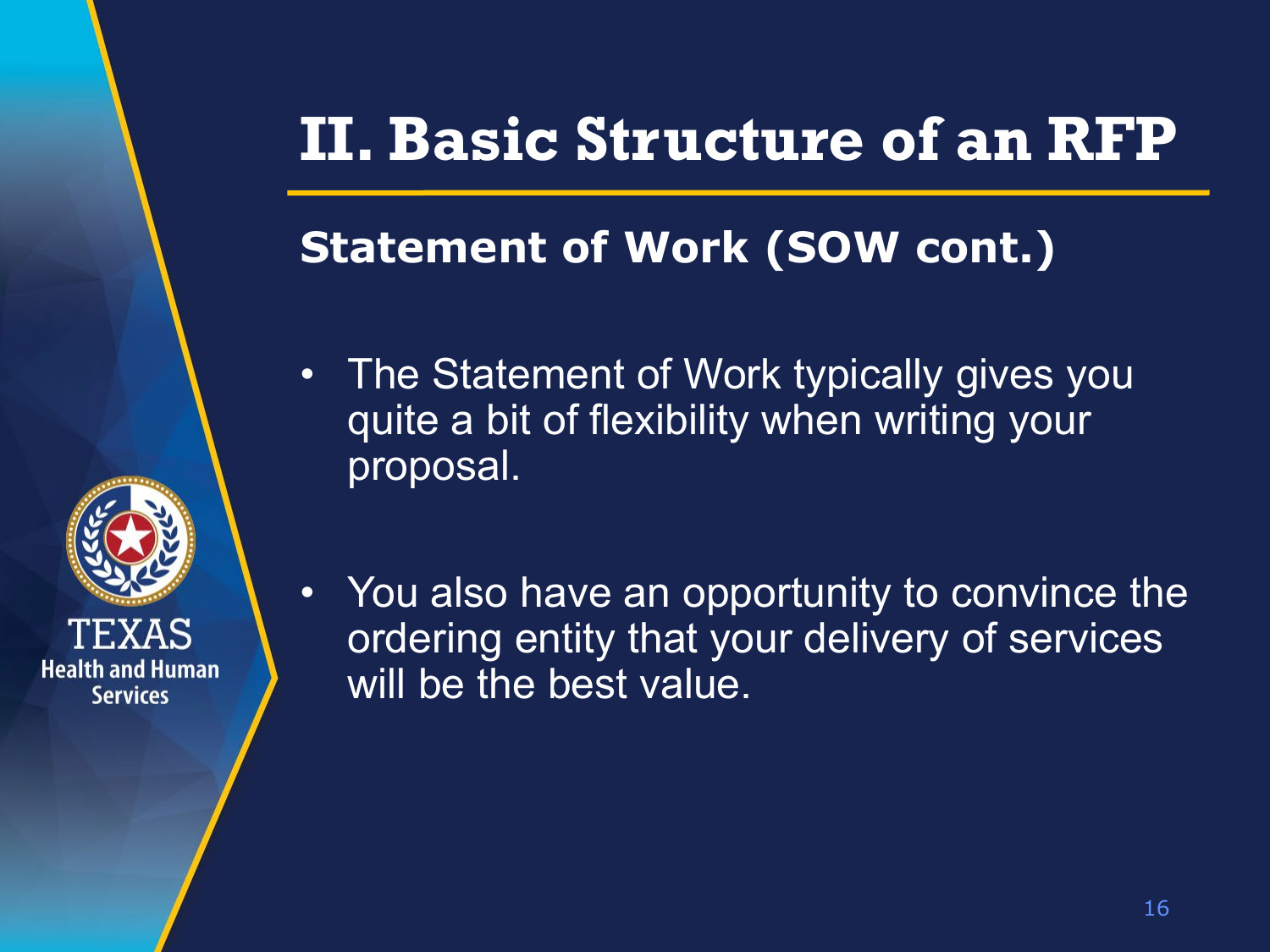# II. Basic Structure of an RFP

## Statement of Work (SOW cont.)

- The Statement of Work typically gives you quite a bit of flexibility when writing your proposal.
- You also have an opportunity to convince the ordering entity that your delivery of services will be the best value.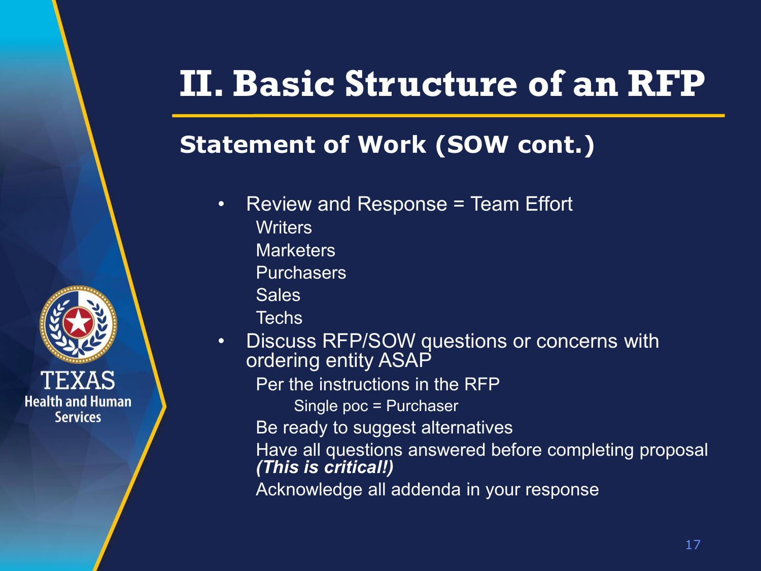# II. Basic Structure of an RFP

## Statement of Work (SOW cont.)

- Review and Response = Team Effort
  - Writers
  - Marketers
  - Purchasers
  - Sales
  - Techs
- Discuss RFP/SOW questions or concerns with ordering entity ASAP
  - Per the instructions in the RFP
    - Single poc = Purchaser
  - Be ready to suggest alternatives
  - Have all questions answered before completing proposal ***(This is critical!)***
  - Acknowledge all addenda in your response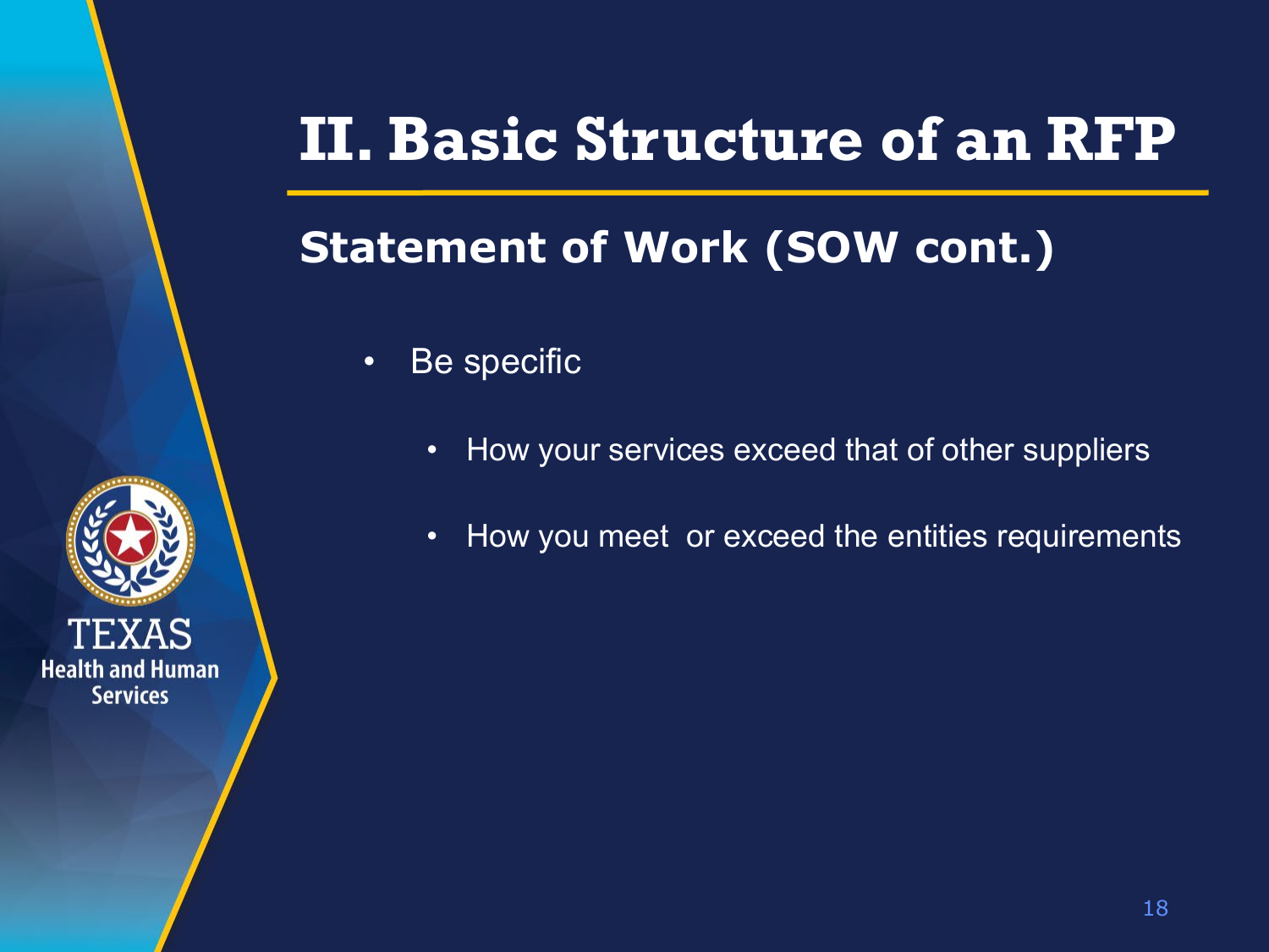# II. Basic Structure of an RFP

## Statement of Work (SOW cont.)

- Be specific
  - How your services exceed that of other suppliers
  - How you meet  or exceed the entities requirements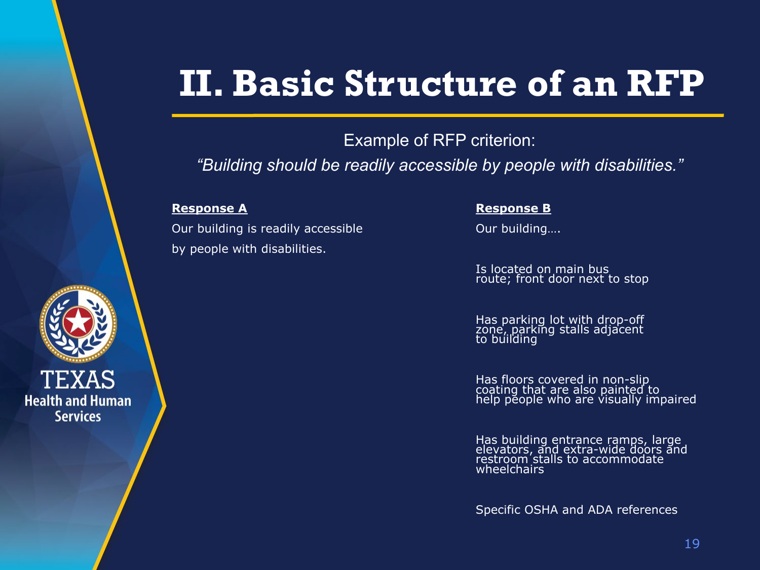# II. Basic Structure of an RFP

Example of RFP criterion:

*"Building should be readily accessible by people with disabilities."*

**Response A**

Our building is readily accessible by people with disabilities.

**Response B**

Our building….

Is located on main bus route; front door next to stop

Has parking lot with drop-off zone, parking stalls adjacent to building

Has floors covered in non-slip coating that are also painted to help people who are visually impaired

Has building entrance ramps, large elevators, and extra-wide doors and restroom stalls to accommodate wheelchairs

Specific OSHA and ADA references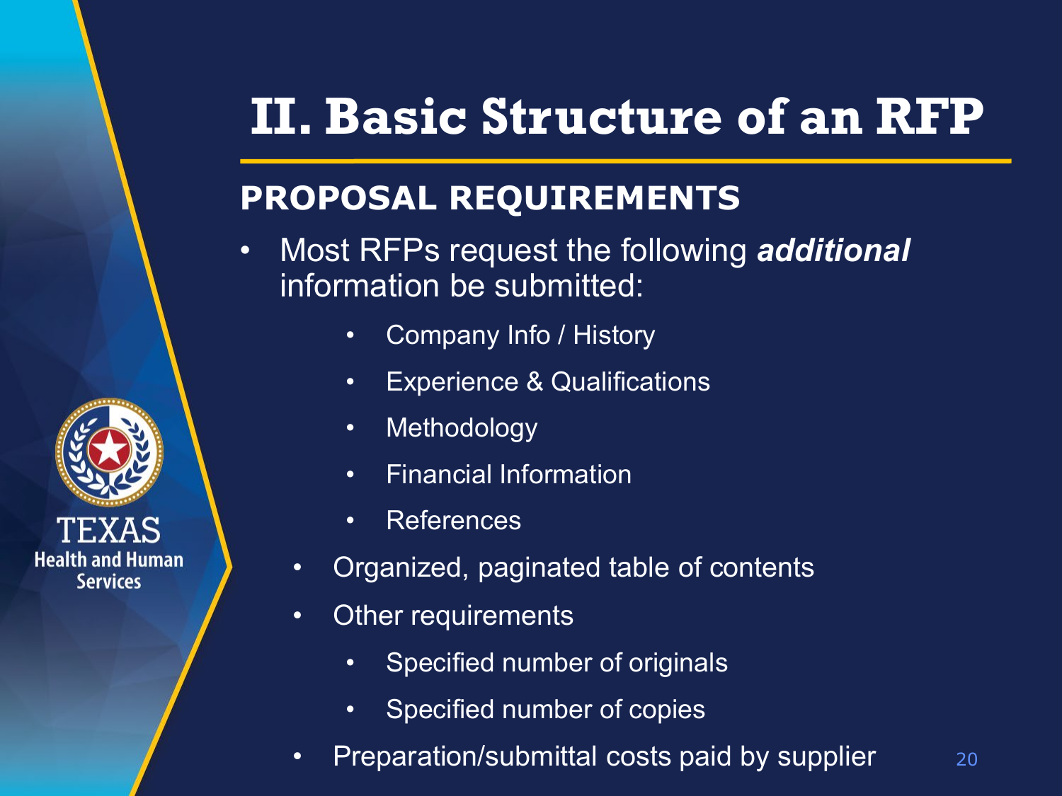# II. Basic Structure of an RFP

## PROPOSAL REQUIREMENTS

- Most RFPs request the following ***additional*** information be submitted:
    - Company Info / History
    - Experience & Qualifications
    - Methodology
    - Financial Information
    - References
- Organized, paginated table of contents
- Other requirements
    - Specified number of originals
    - Specified number of copies
- Preparation/submittal costs paid by supplier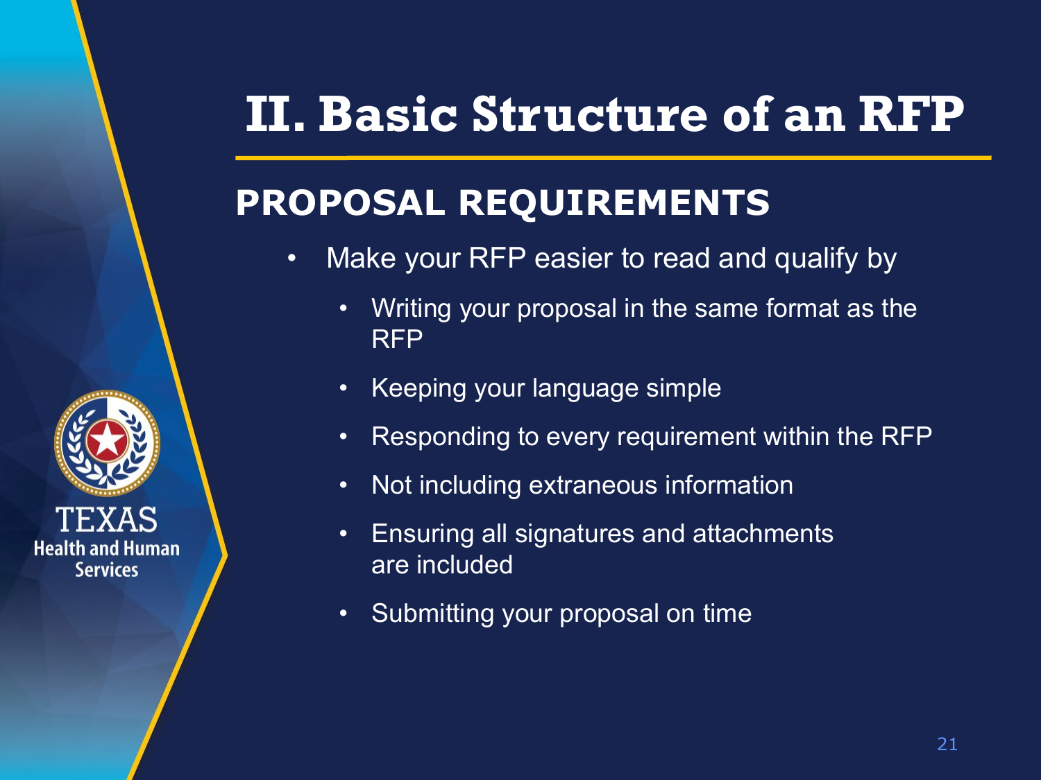# II. Basic Structure of an RFP

## PROPOSAL REQUIREMENTS

- Make your RFP easier to read and qualify by
  - Writing your proposal in the same format as the RFP
  - Keeping your language simple
  - Responding to every requirement within the RFP
  - Not including extraneous information
  - Ensuring all signatures and attachments are included
  - Submitting your proposal on time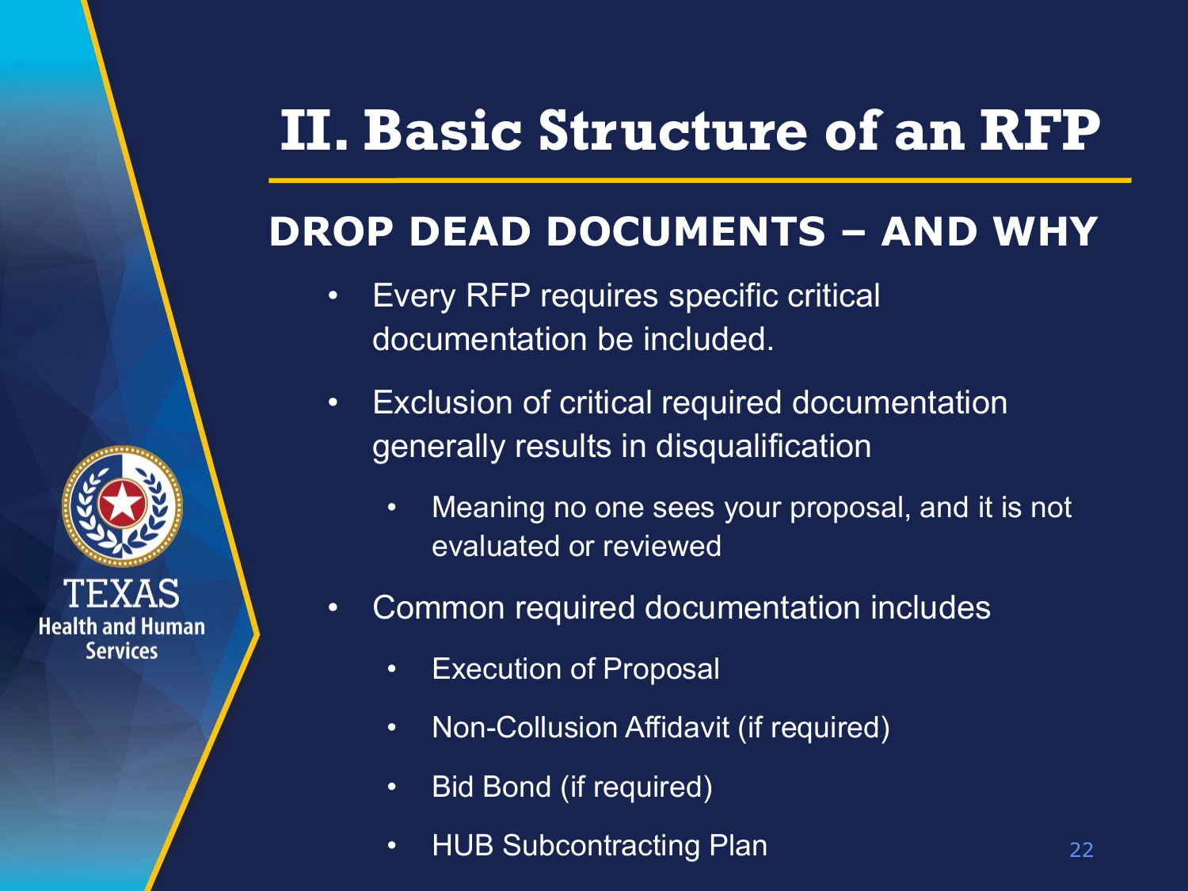# II. Basic Structure of an RFP

## DROP DEAD DOCUMENTS – AND WHY

- Every RFP requires specific critical documentation be included.
- Exclusion of critical required documentation generally results in disqualification
  - Meaning no one sees your proposal, and it is not evaluated or reviewed
- Common required documentation includes
  - Execution of Proposal
  - Non-Collusion Affidavit (if required)
  - Bid Bond (if required)
  - HUB Subcontracting Plan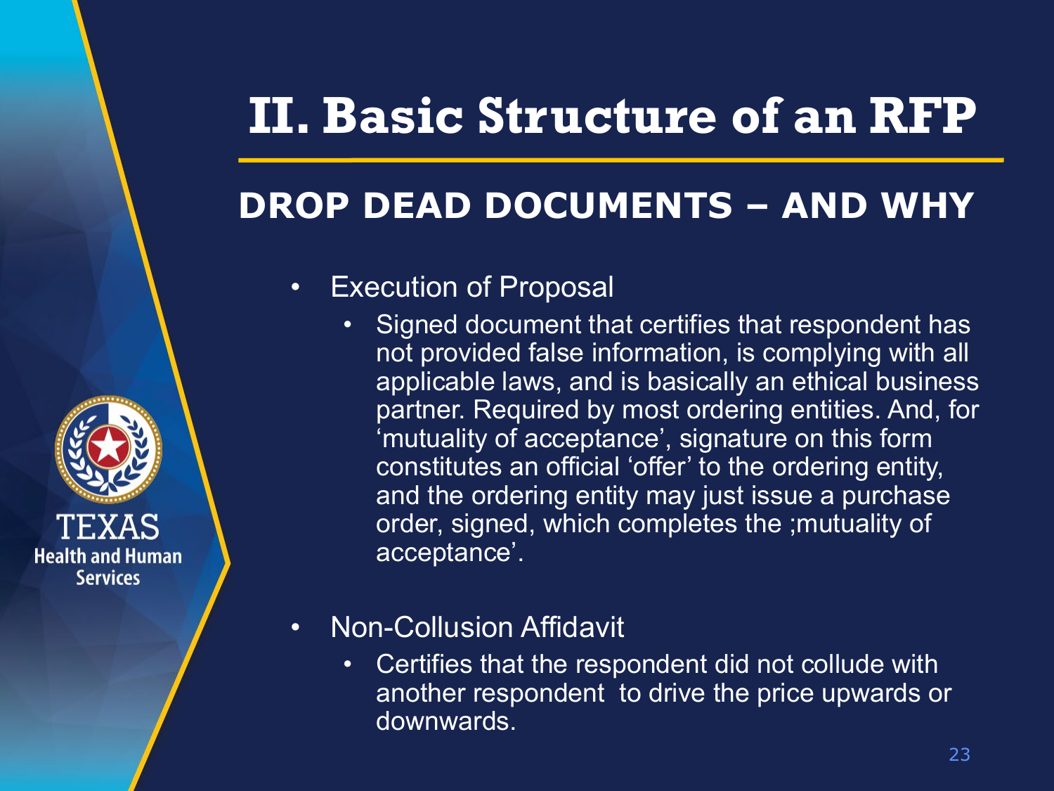# II. Basic Structure of an RFP

## DROP DEAD DOCUMENTS – AND WHY

- Execution of Proposal
  - Signed document that certifies that respondent has not provided false information, is complying with all applicable laws, and is basically an ethical business partner. Required by most ordering entities. And, for 'mutuality of acceptance', signature on this form constitutes an official 'offer' to the ordering entity, and the ordering entity may just issue a purchase order, signed, which completes the ;mutuality of acceptance'.

- Non-Collusion Affidavit
  - Certifies that the respondent did not collude with another respondent to drive the price upwards or downwards.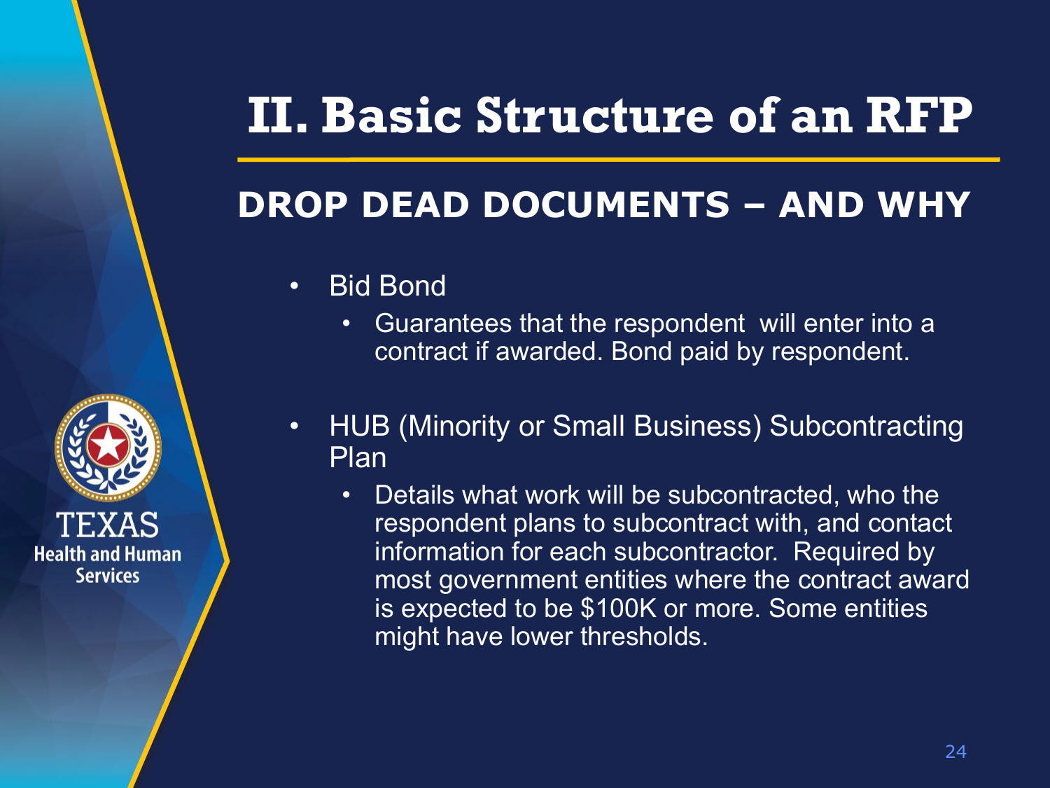# II. Basic Structure of an RFP

## DROP DEAD DOCUMENTS – AND WHY

- Bid Bond
  - Guarantees that the respondent will enter into a contract if awarded. Bond paid by respondent.
- HUB (Minority or Small Business) Subcontracting Plan
  - Details what work will be subcontracted, who the respondent plans to subcontract with, and contact information for each subcontractor. Required by most government entities where the contract award is expected to be $100K or more. Some entities might have lower thresholds.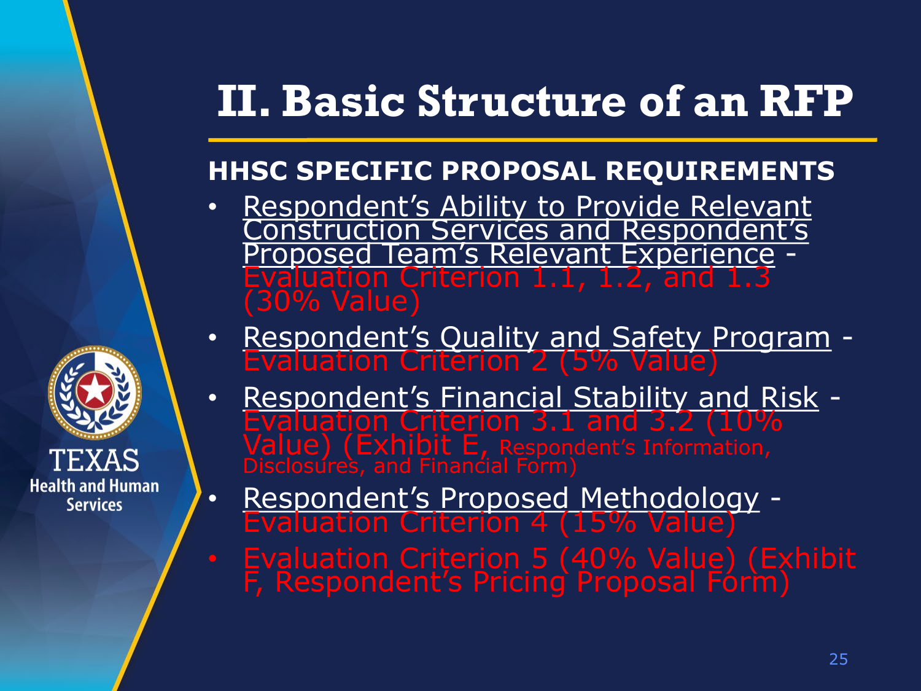# II. Basic Structure of an RFP

## HHSC SPECIFIC PROPOSAL REQUIREMENTS

- Respondent's Ability to Provide Relevant Construction Services and Respondent's Proposed Team's Relevant Experience - Evaluation Criterion 1.1, 1.2, and 1.3 (30% Value)
- Respondent's Quality and Safety Program - Evaluation Criterion 2 (5% Value)
- Respondent's Financial Stability and Risk - Evaluation Criterion 3.1 and 3.2 (10% Value) (Exhibit E, Respondent's Information, Disclosures, and Financial Form)
- Respondent's Proposed Methodology - Evaluation Criterion 4 (15% Value)
- Evaluation Criterion 5 (40% Value) (Exhibit F, Respondent's Pricing Proposal Form)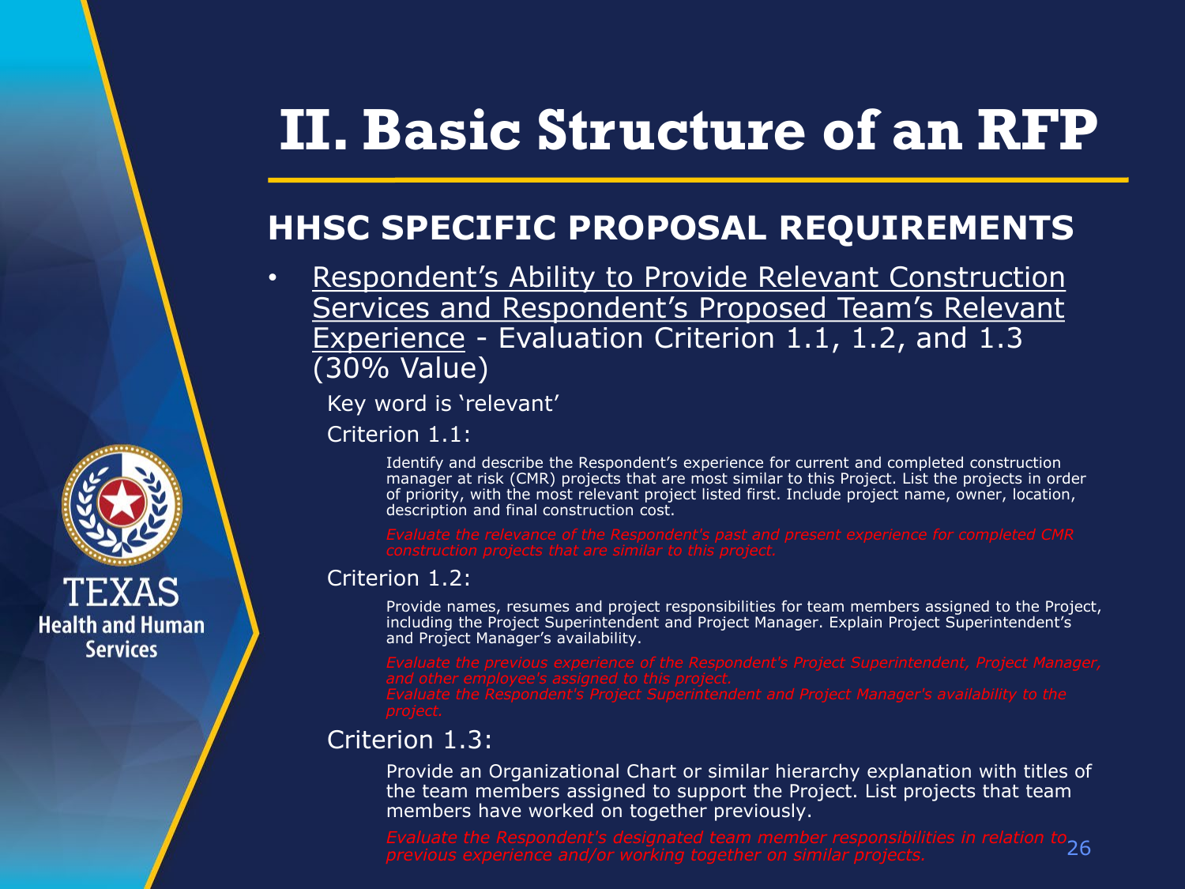# II. Basic Structure of an RFP

## HHSC SPECIFIC PROPOSAL REQUIREMENTS

- Respondent's Ability to Provide Relevant Construction Services and Respondent's Proposed Team's Relevant Experience - Evaluation Criterion 1.1, 1.2, and 1.3 (30% Value)

  Key word is 'relevant'

  Criterion 1.1:

  Identify and describe the Respondent's experience for current and completed construction manager at risk (CMR) projects that are most similar to this Project. List the projects in order of priority, with the most relevant project listed first. Include project name, owner, location, description and final construction cost.

  *Evaluate the relevance of the Respondent's past and present experience for completed CMR construction projects that are similar to this project.*

  Criterion 1.2:

  Provide names, resumes and project responsibilities for team members assigned to the Project, including the Project Superintendent and Project Manager. Explain Project Superintendent's and Project Manager's availability.

  *Evaluate the previous experience of the Respondent's Project Superintendent, Project Manager, and other employee's assigned to this project.*
  *Evaluate the Respondent's Project Superintendent and Project Manager's availability to the project.*

  Criterion 1.3:

  Provide an Organizational Chart or similar hierarchy explanation with titles of the team members assigned to support the Project. List projects that team members have worked on together previously.

  *Evaluate the Respondent's designated team member responsibilities in relation to previous experience and/or working together on similar projects.*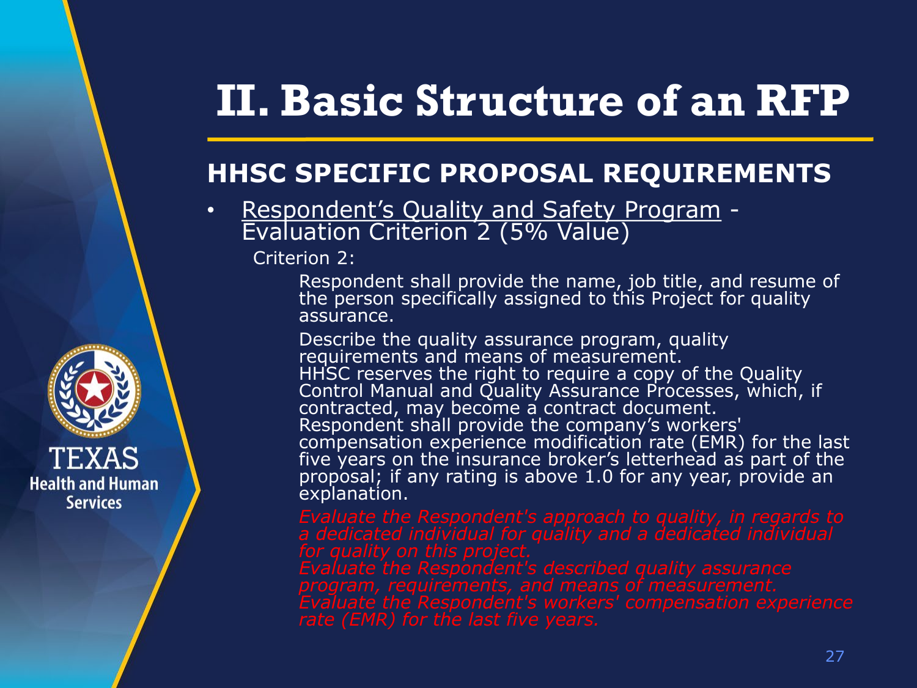# II. Basic Structure of an RFP

## HHSC SPECIFIC PROPOSAL REQUIREMENTS

- Respondent's Quality and Safety Program - Evaluation Criterion 2 (5% Value)

  Criterion 2:

  Respondent shall provide the name, job title, and resume of the person specifically assigned to this Project for quality assurance.

  Describe the quality assurance program, quality requirements and means of measurement.
  HHSC reserves the right to require a copy of the Quality Control Manual and Quality Assurance Processes, which, if contracted, may become a contract document.
  Respondent shall provide the company's workers' compensation experience modification rate (EMR) for the last five years on the insurance broker's letterhead as part of the proposal; if any rating is above 1.0 for any year, provide an explanation.

  *Evaluate the Respondent's approach to quality, in regards to a dedicated individual for quality and a dedicated individual for quality on this project.*
  *Evaluate the Respondent's described quality assurance program, requirements, and means of measurement.*
  *Evaluate the Respondent's workers' compensation experience rate (EMR) for the last five years.*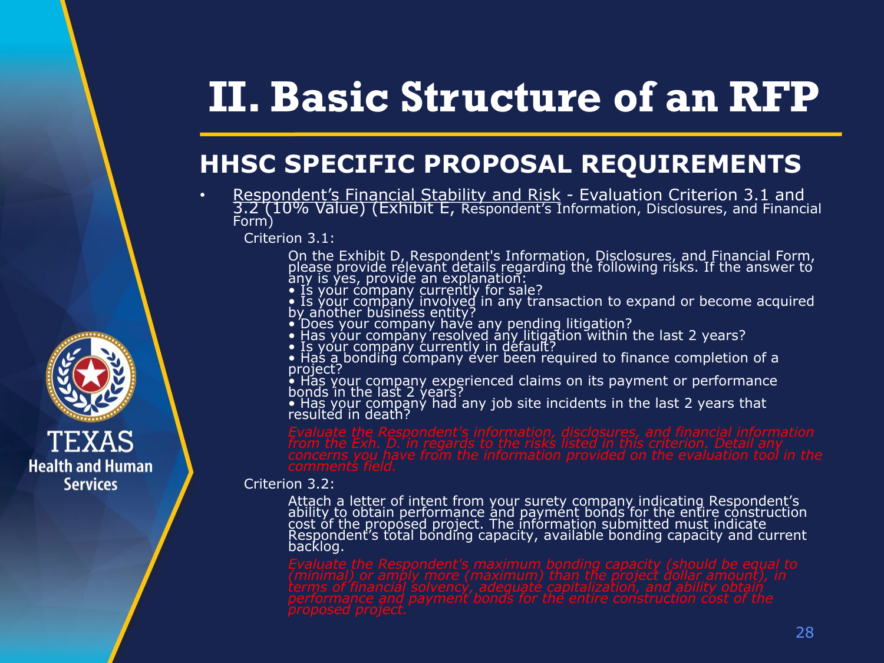# II. Basic Structure of an RFP

## HHSC SPECIFIC PROPOSAL REQUIREMENTS

- Respondent's Financial Stability and Risk - Evaluation Criterion 3.1 and 3.2 (10% Value) (Exhibit E, Respondent's Information, Disclosures, and Financial Form)

  Criterion 3.1:

  On the Exhibit D, Respondent's Information, Disclosures, and Financial Form, please provide relevant details regarding the following risks. If the answer to any is yes, provide an explanation:
  • Is your company currently for sale?
  • Is your company involved in any transaction to expand or become acquired by another business entity?
  • Does your company have any pending litigation?
  • Has your company resolved any litigation within the last 2 years?
  • Is your company currently in default?
  • Has a bonding company ever been required to finance completion of a project?
  • Has your company experienced claims on its payment or performance bonds in the last 2 years?
  • Has your company had any job site incidents in the last 2 years that resulted in death?

  *Evaluate the Respondent's information, disclosures, and financial information from the Exh. D. in regards to the risks listed in this criterion. Detail any concerns you have from the information provided on the evaluation tool in the comments field.*

  Criterion 3.2:

  Attach a letter of intent from your surety company indicating Respondent's ability to obtain performance and payment bonds for the entire construction cost of the proposed project. The information submitted must indicate Respondent's total bonding capacity, available bonding capacity and current backlog.

  *Evaluate the Respondent's maximum bonding capacity (should be equal to (minimal) or amply more (maximum) than the project dollar amount), in terms of financial solvency, adequate capitalization, and ability obtain performance and payment bonds for the entire construction cost of the proposed project.*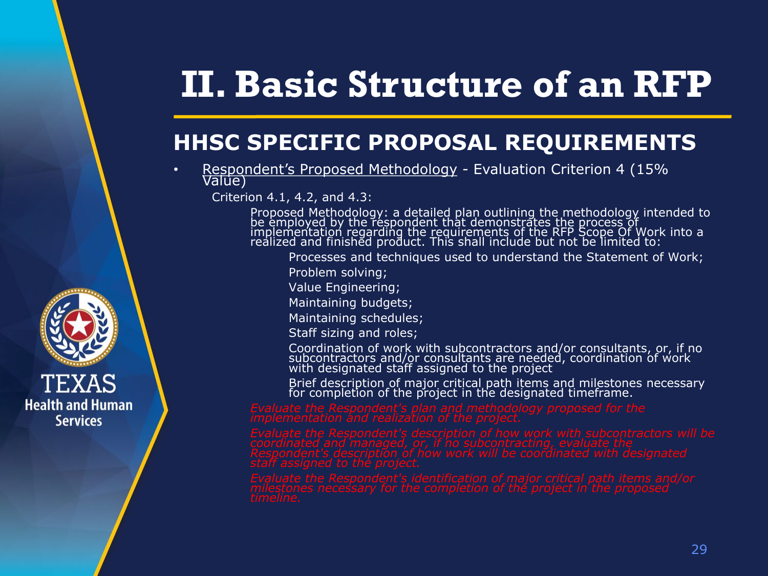# II. Basic Structure of an RFP

## HHSC SPECIFIC PROPOSAL REQUIREMENTS

- Respondent's Proposed Methodology - Evaluation Criterion 4 (15% Value)

  Criterion 4.1, 4.2, and 4.3:

  Proposed Methodology: a detailed plan outlining the methodology intended to be employed by the respondent that demonstrates the process of implementation regarding the requirements of the RFP Scope Of Work into a realized and finished product. This shall include but not be limited to:

  - Processes and techniques used to understand the Statement of Work;
  - Problem solving;
  - Value Engineering;
  - Maintaining budgets;
  - Maintaining schedules;
  - Staff sizing and roles;
  - Coordination of work with subcontractors and/or consultants, or, if no subcontractors and/or consultants are needed, coordination of work with designated staff assigned to the project
  - Brief description of major critical path items and milestones necessary for completion of the project in the designated timeframe.

  *Evaluate the Respondent's plan and methodology proposed for the implementation and realization of the project.*

  *Evaluate the Respondent's description of how work with subcontractors will be coordinated and managed, or, if no subcontracting, evaluate the Respondent's description of how work will be coordinated with designated staff assigned to the project.*

  *Evaluate the Respondent's identification of major critical path items and/or milestones necessary for the completion of the project in the proposed timeline.*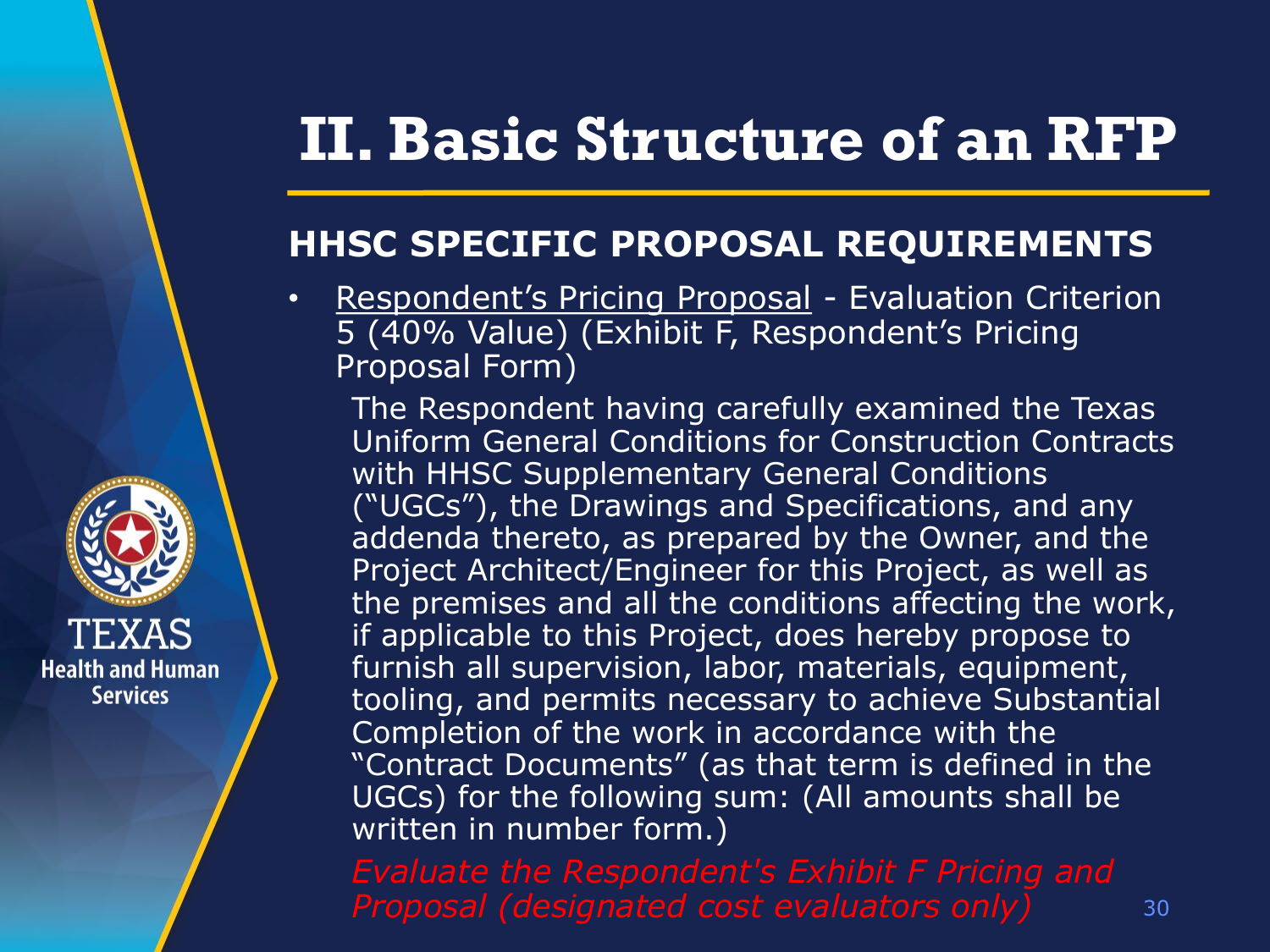# II. Basic Structure of an RFP

## HHSC SPECIFIC PROPOSAL REQUIREMENTS

- Respondent's Pricing Proposal - Evaluation Criterion 5 (40% Value) (Exhibit F, Respondent's Pricing Proposal Form)

  The Respondent having carefully examined the Texas Uniform General Conditions for Construction Contracts with HHSC Supplementary General Conditions ("UGCs"), the Drawings and Specifications, and any addenda thereto, as prepared by the Owner, and the Project Architect/Engineer for this Project, as well as the premises and all the conditions affecting the work, if applicable to this Project, does hereby propose to furnish all supervision, labor, materials, equipment, tooling, and permits necessary to achieve Substantial Completion of the work in accordance with the "Contract Documents" (as that term is defined in the UGCs) for the following sum: (All amounts shall be written in number form.)

  *Evaluate the Respondent's Exhibit F Pricing and Proposal (designated cost evaluators only)*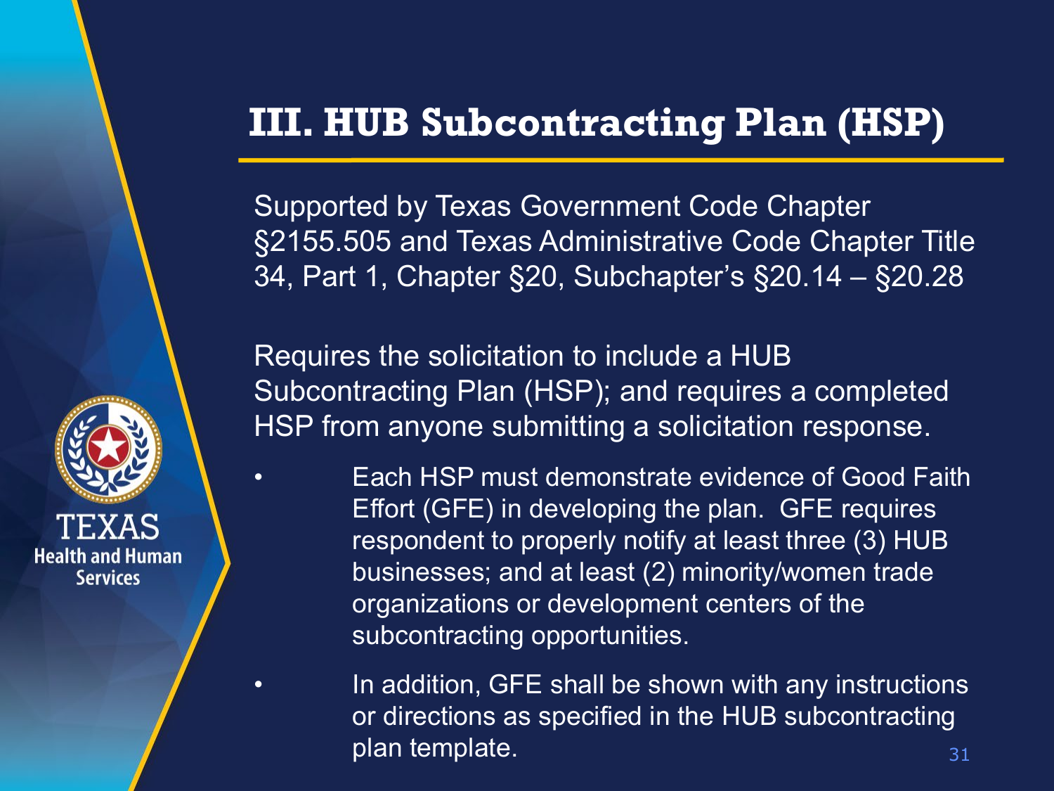# III. HUB Subcontracting Plan (HSP)

Supported by Texas Government Code Chapter §2155.505 and Texas Administrative Code Chapter Title 34, Part 1, Chapter §20, Subchapter's §20.14 – §20.28

Requires the solicitation to include a HUB Subcontracting Plan (HSP); and requires a completed HSP from anyone submitting a solicitation response.

- Each HSP must demonstrate evidence of Good Faith Effort (GFE) in developing the plan. GFE requires respondent to properly notify at least three (3) HUB businesses; and at least (2) minority/women trade organizations or development centers of the subcontracting opportunities.
- In addition, GFE shall be shown with any instructions or directions as specified in the HUB subcontracting plan template.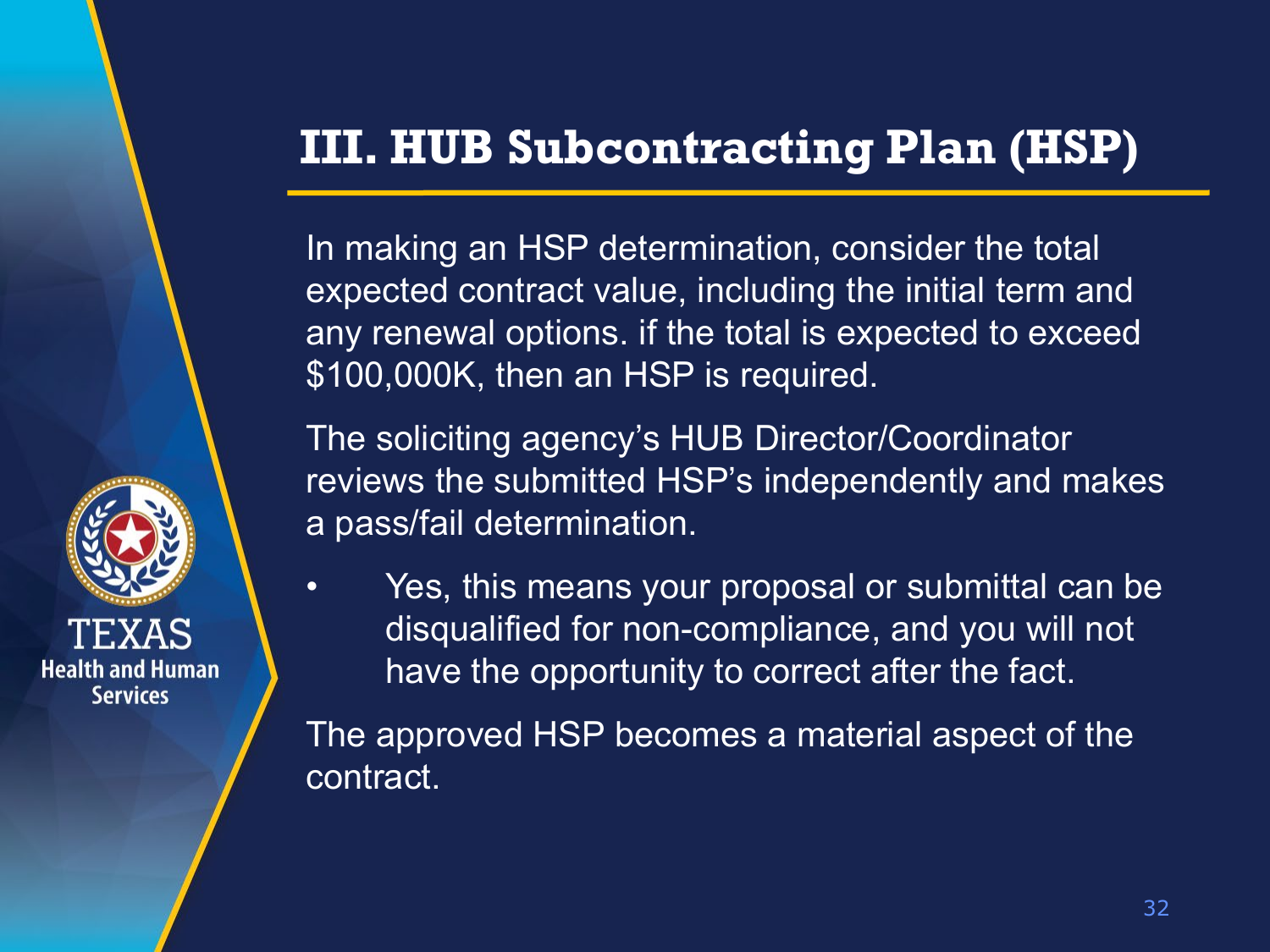# III. HUB Subcontracting Plan (HSP)

In making an HSP determination, consider the total expected contract value, including the initial term and any renewal options. if the total is expected to exceed $100,000K, then an HSP is required.

The soliciting agency's HUB Director/Coordinator reviews the submitted HSP's independently and makes a pass/fail determination.

- Yes, this means your proposal or submittal can be disqualified for non-compliance, and you will not have the opportunity to correct after the fact.

The approved HSP becomes a material aspect of the contract.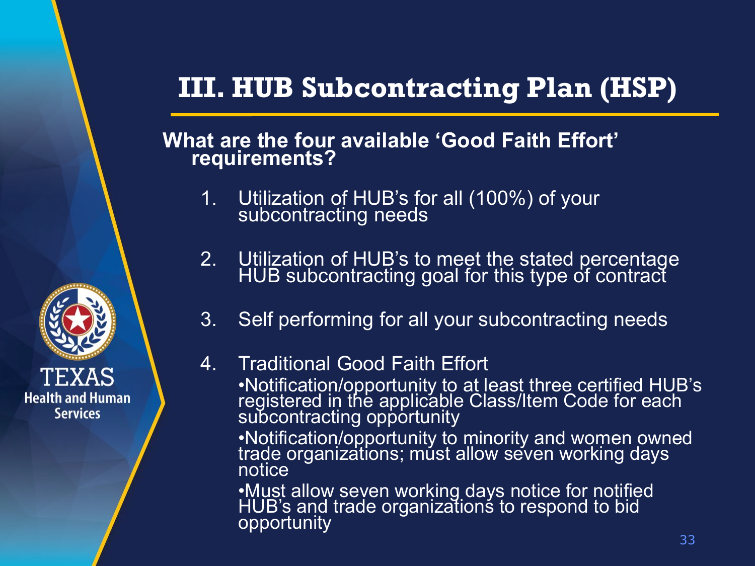# III. HUB Subcontracting Plan (HSP)

**What are the four available 'Good Faith Effort' requirements?**

1. Utilization of HUB's for all (100%) of your subcontracting needs
2. Utilization of HUB's to meet the stated percentage HUB subcontracting goal for this type of contract
3. Self performing for all your subcontracting needs
4. Traditional Good Faith Effort
   - Notification/opportunity to at least three certified HUB's registered in the applicable Class/Item Code for each subcontracting opportunity
   - Notification/opportunity to minority and women owned trade organizations; must allow seven working days notice
   - Must allow seven working days notice for notified HUB's and trade organizations to respond to bid opportunity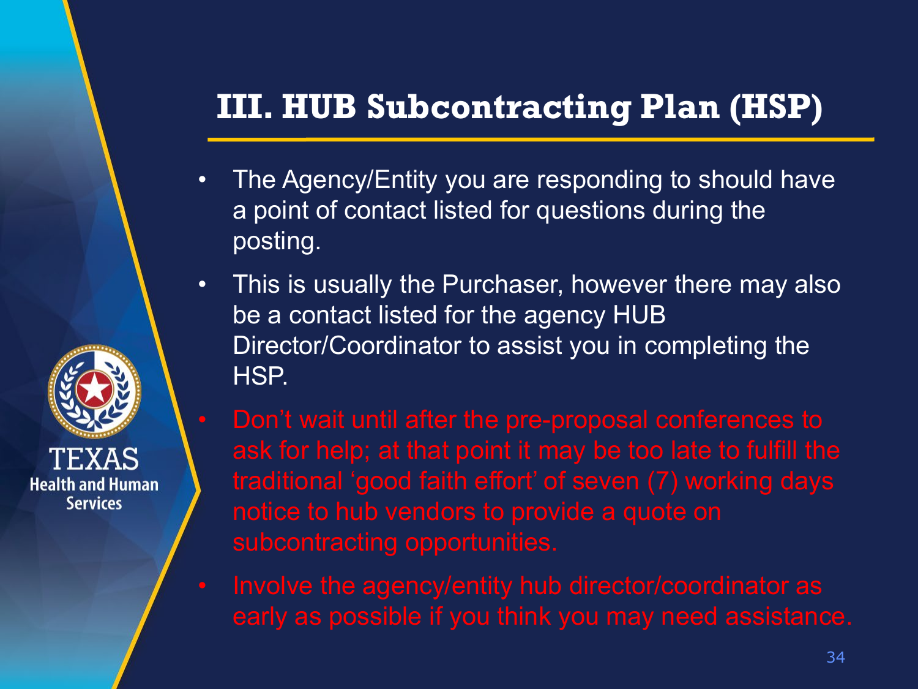## III. HUB Subcontracting Plan (HSP)

- The Agency/Entity you are responding to should have a point of contact listed for questions during the posting.
- This is usually the Purchaser, however there may also be a contact listed for the agency HUB Director/Coordinator to assist you in completing the HSP.
- Don't wait until after the pre-proposal conferences to ask for help; at that point it may be too late to fulfill the traditional 'good faith effort' of seven (7) working days notice to hub vendors to provide a quote on subcontracting opportunities.
- Involve the agency/entity hub director/coordinator as early as possible if you think you may need assistance.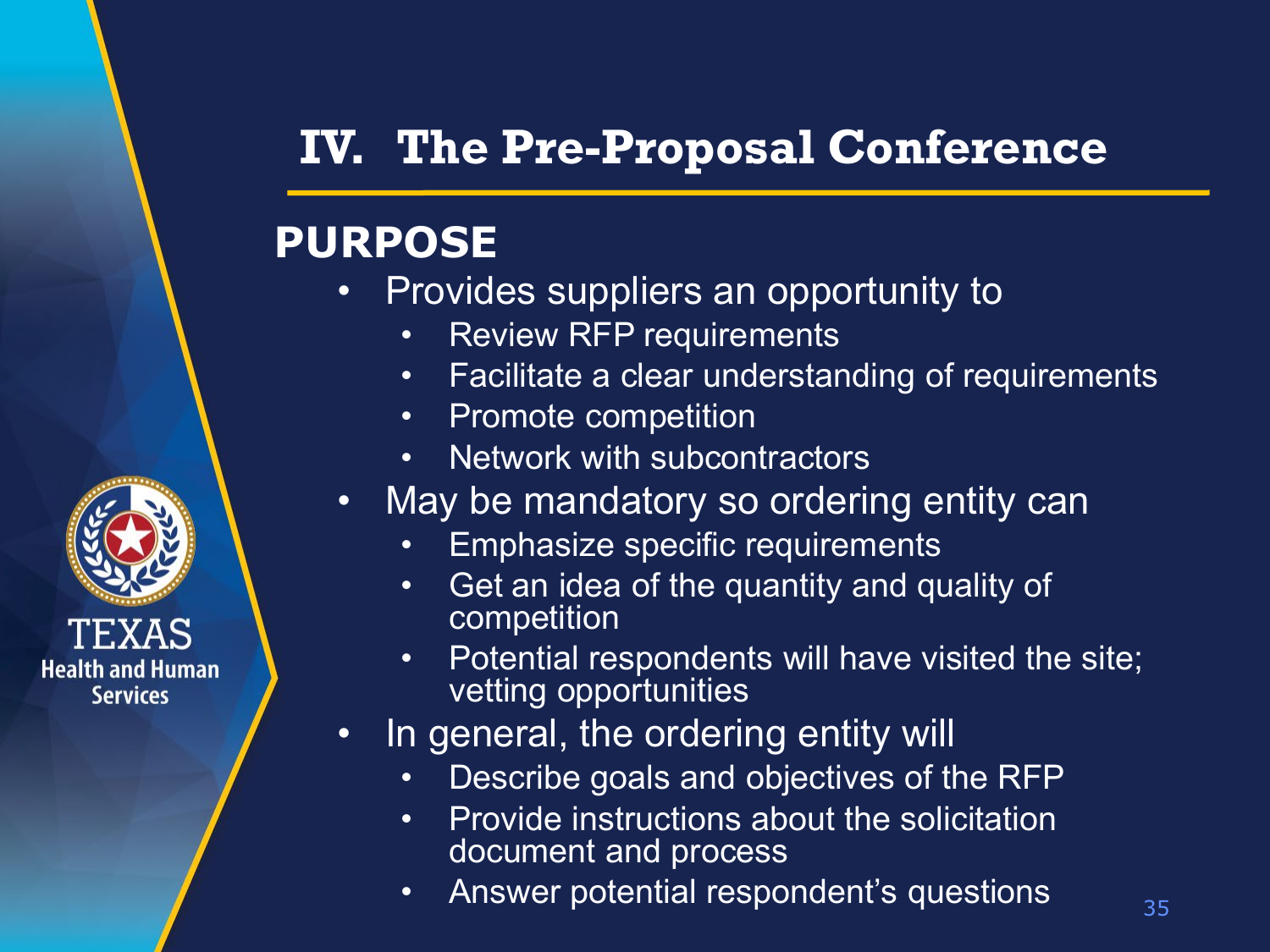# IV. The Pre-Proposal Conference

## PURPOSE

- Provides suppliers an opportunity to
  - Review RFP requirements
  - Facilitate a clear understanding of requirements
  - Promote competition
  - Network with subcontractors
- May be mandatory so ordering entity can
  - Emphasize specific requirements
  - Get an idea of the quantity and quality of competition
  - Potential respondents will have visited the site; vetting opportunities
- In general, the ordering entity will
  - Describe goals and objectives of the RFP
  - Provide instructions about the solicitation document and process
  - Answer potential respondent's questions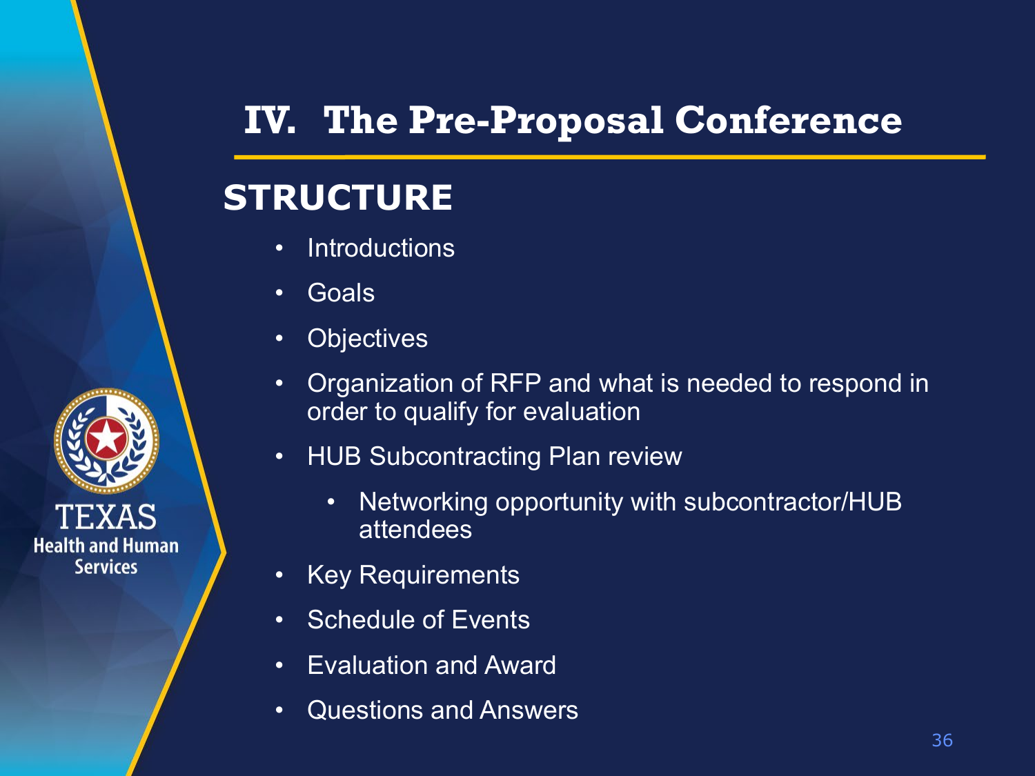# IV. The Pre-Proposal Conference

## STRUCTURE

- Introductions
- Goals
- Objectives
- Organization of RFP and what is needed to respond in order to qualify for evaluation
- HUB Subcontracting Plan review
  - Networking opportunity with subcontractor/HUB attendees
- Key Requirements
- Schedule of Events
- Evaluation and Award
- Questions and Answers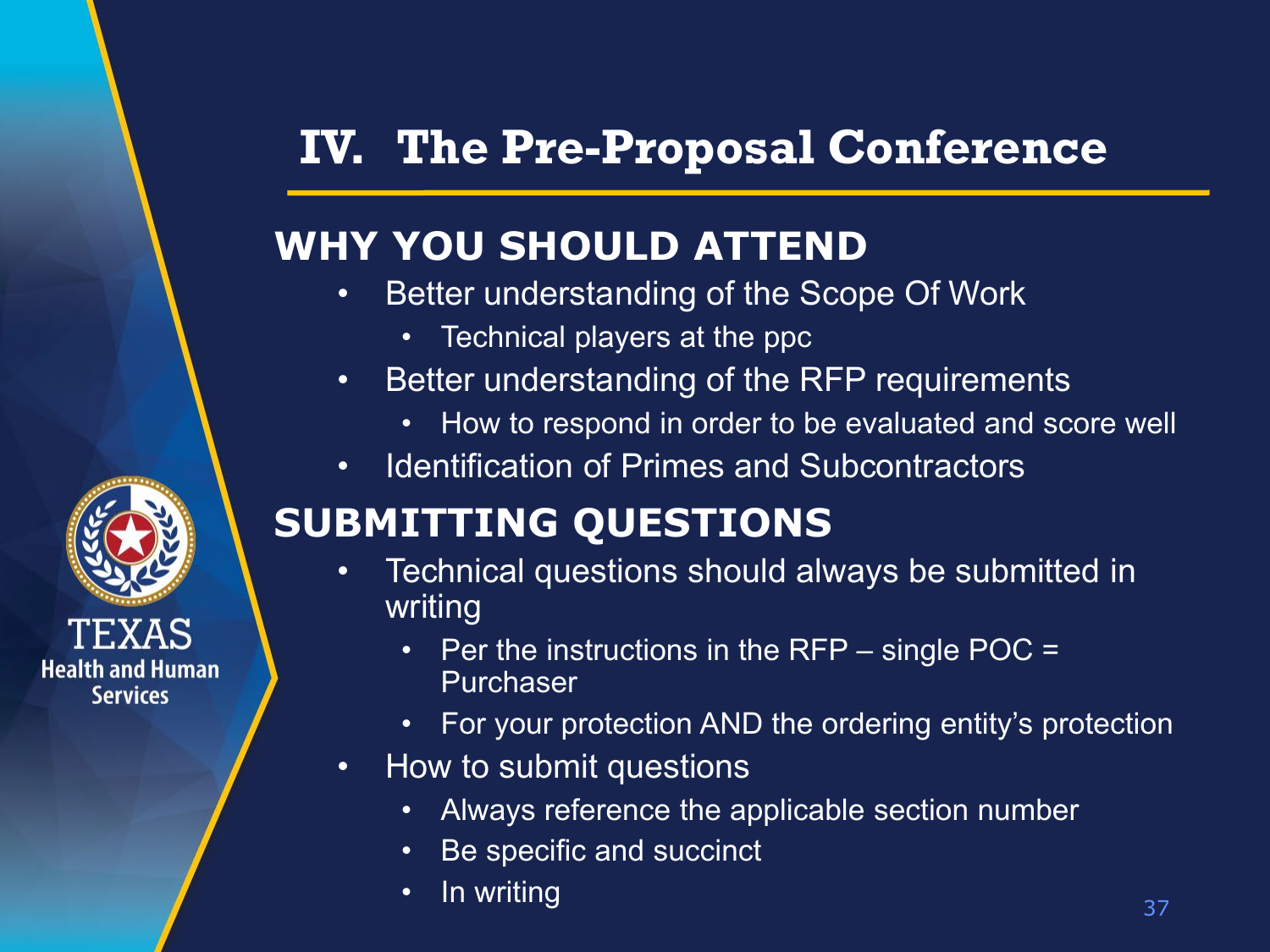# IV. The Pre-Proposal Conference

## WHY YOU SHOULD ATTEND

- Better understanding of the Scope Of Work
  - Technical players at the ppc
- Better understanding of the RFP requirements
  - How to respond in order to be evaluated and score well
- Identification of Primes and Subcontractors

## SUBMITTING QUESTIONS

- Technical questions should always be submitted in writing
  - Per the instructions in the RFP – single POC = Purchaser
  - For your protection AND the ordering entity's protection
- How to submit questions
  - Always reference the applicable section number
  - Be specific and succinct
  - In writing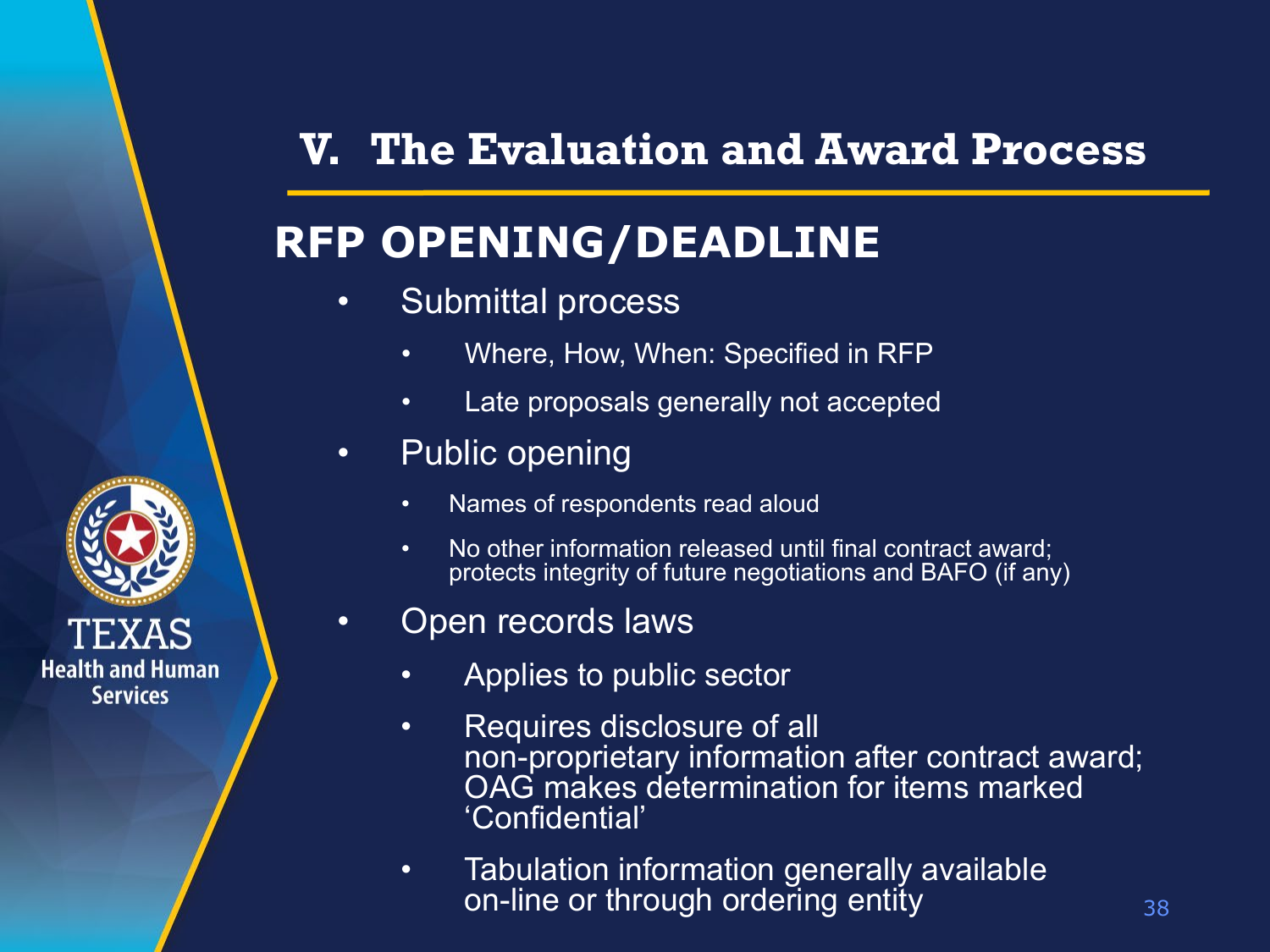# V. The Evaluation and Award Process

## RFP OPENING/DEADLINE

- Submittal process
  - Where, How, When: Specified in RFP
  - Late proposals generally not accepted
- Public opening
  - Names of respondents read aloud
  - No other information released until final contract award; protects integrity of future negotiations and BAFO (if any)
- Open records laws
  - Applies to public sector
  - Requires disclosure of all non-proprietary information after contract award; OAG makes determination for items marked 'Confidential'
  - Tabulation information generally available on-line or through ordering entity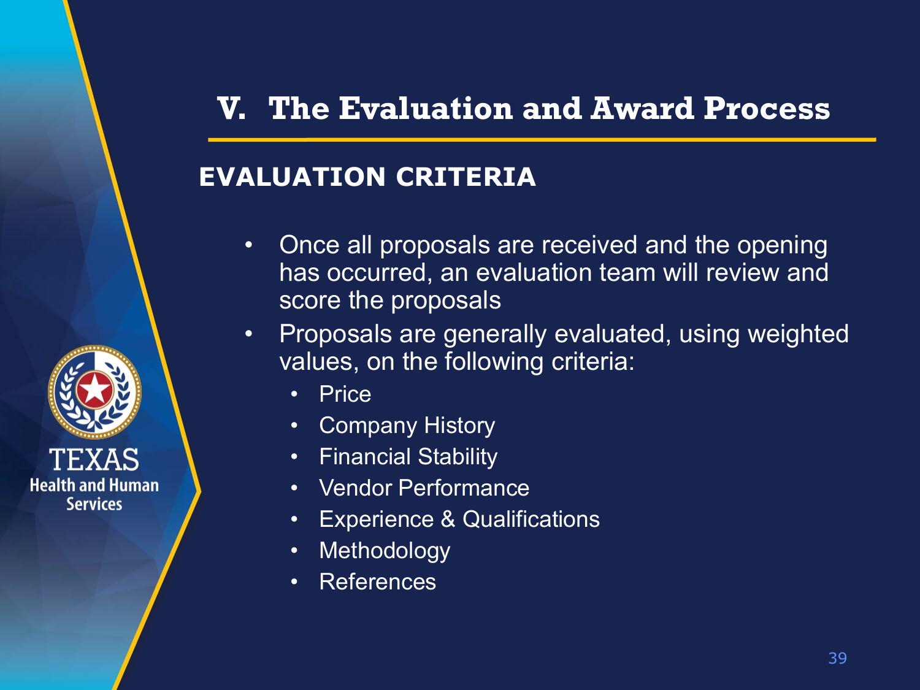# V. The Evaluation and Award Process

## EVALUATION CRITERIA

- Once all proposals are received and the opening has occurred, an evaluation team will review and score the proposals
- Proposals are generally evaluated, using weighted values, on the following criteria:
  - Price
  - Company History
  - Financial Stability
  - Vendor Performance
  - Experience & Qualifications
  - Methodology
  - References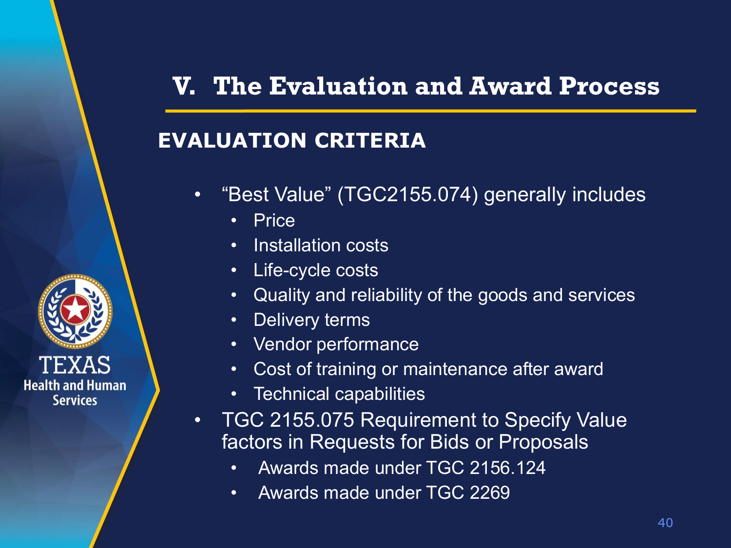# V. The Evaluation and Award Process

## EVALUATION CRITERIA

- "Best Value" (TGC2155.074) generally includes
  - Price
  - Installation costs
  - Life-cycle costs
  - Quality and reliability of the goods and services
  - Delivery terms
  - Vendor performance
  - Cost of training or maintenance after award
  - Technical capabilities
- TGC 2155.075 Requirement to Specify Value factors in Requests for Bids or Proposals
  - Awards made under TGC 2156.124
  - Awards made under TGC 2269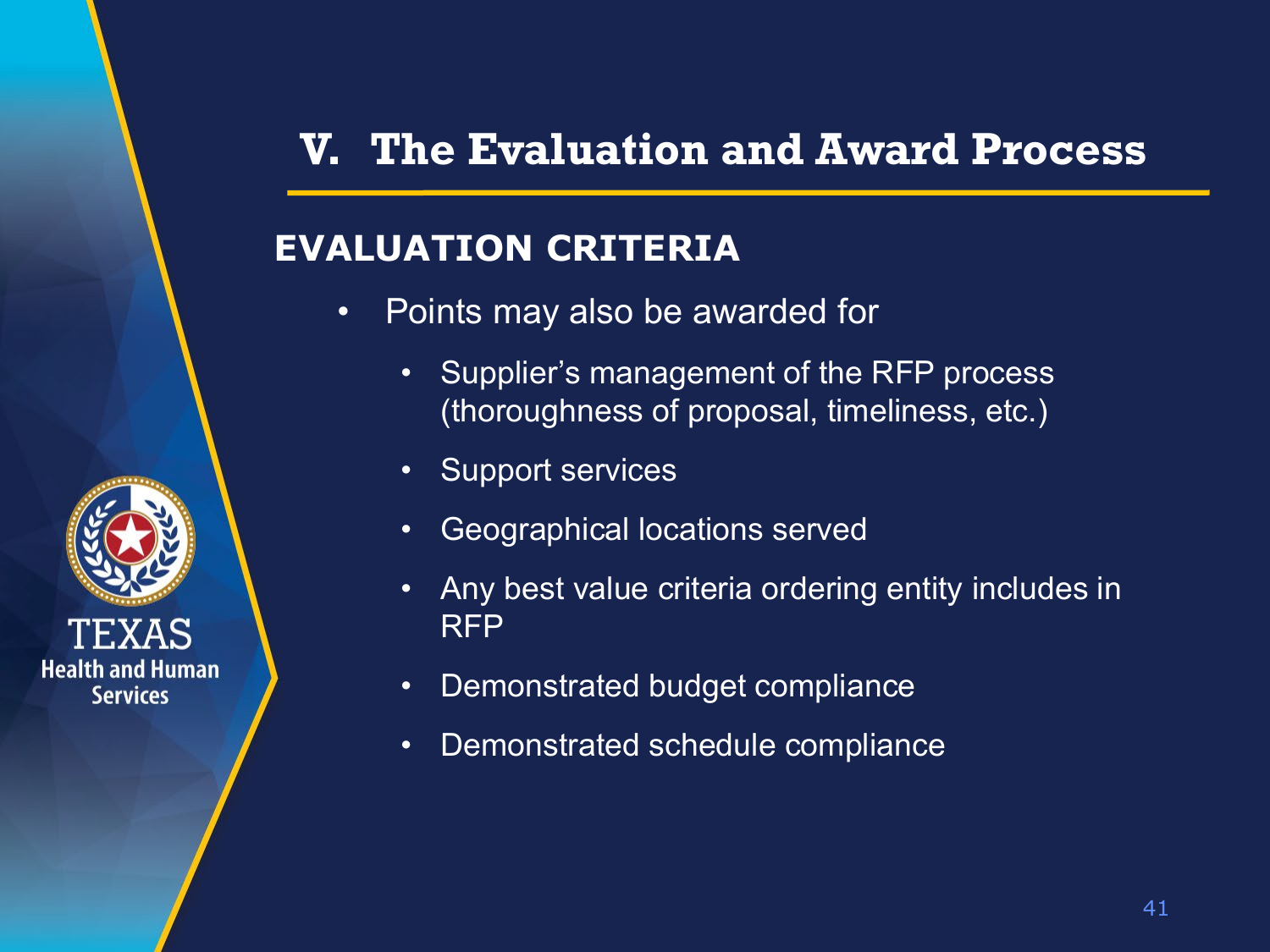# V. The Evaluation and Award Process

## EVALUATION CRITERIA

- Points may also be awarded for
  - Supplier's management of the RFP process (thoroughness of proposal, timeliness, etc.)
  - Support services
  - Geographical locations served
  - Any best value criteria ordering entity includes in RFP
  - Demonstrated budget compliance
  - Demonstrated schedule compliance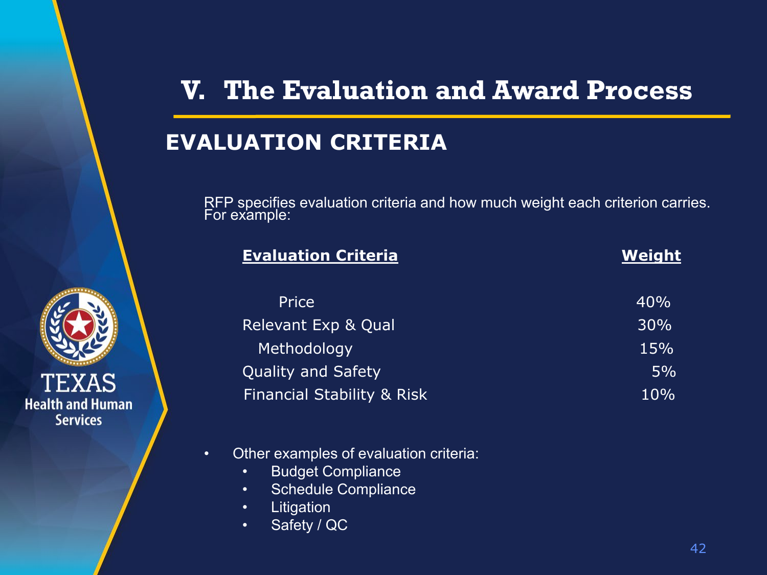# V. The Evaluation and Award Process

## EVALUATION CRITERIA

RFP specifies evaluation criteria and how much weight each criterion carries. For example:

| Evaluation Criteria | Weight |
|---|---|
| Price | 40% |
| Relevant Exp & Qual | 30% |
| Methodology | 15% |
| Quality and Safety | 5% |
| Financial Stability & Risk | 10% |

- Other examples of evaluation criteria:
  - Budget Compliance
  - Schedule Compliance
  - Litigation
  - Safety / QC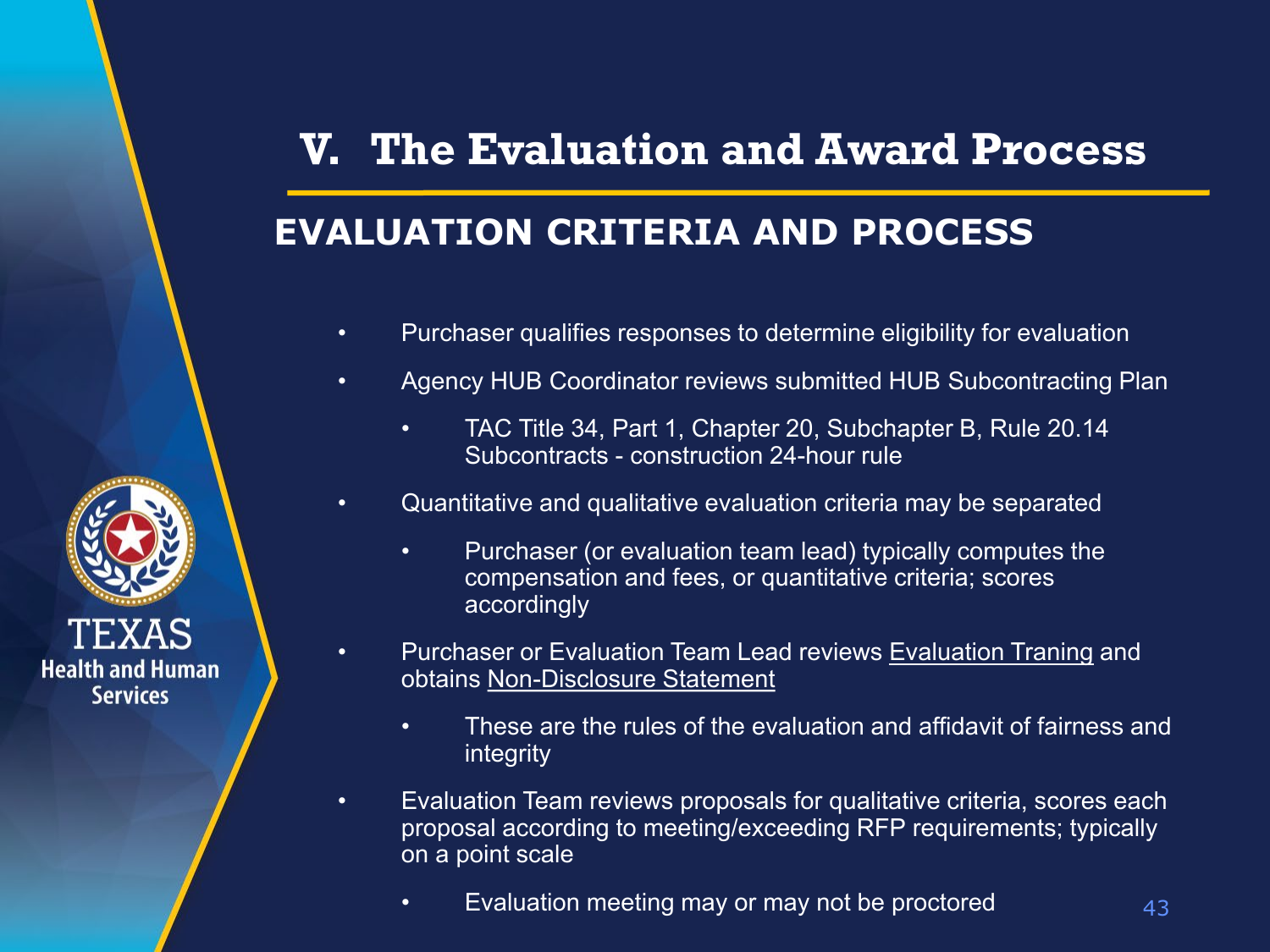# V. The Evaluation and Award Process

## EVALUATION CRITERIA AND PROCESS

- Purchaser qualifies responses to determine eligibility for evaluation
- Agency HUB Coordinator reviews submitted HUB Subcontracting Plan
  - TAC Title 34, Part 1, Chapter 20, Subchapter B, Rule 20.14 Subcontracts - construction 24-hour rule
- Quantitative and qualitative evaluation criteria may be separated
  - Purchaser (or evaluation team lead) typically computes the compensation and fees, or quantitative criteria; scores accordingly
- Purchaser or Evaluation Team Lead reviews Evaluation Traning and obtains Non-Disclosure Statement
  - These are the rules of the evaluation and affidavit of fairness and integrity
- Evaluation Team reviews proposals for qualitative criteria, scores each proposal according to meeting/exceeding RFP requirements; typically on a point scale
  - Evaluation meeting may or may not be proctored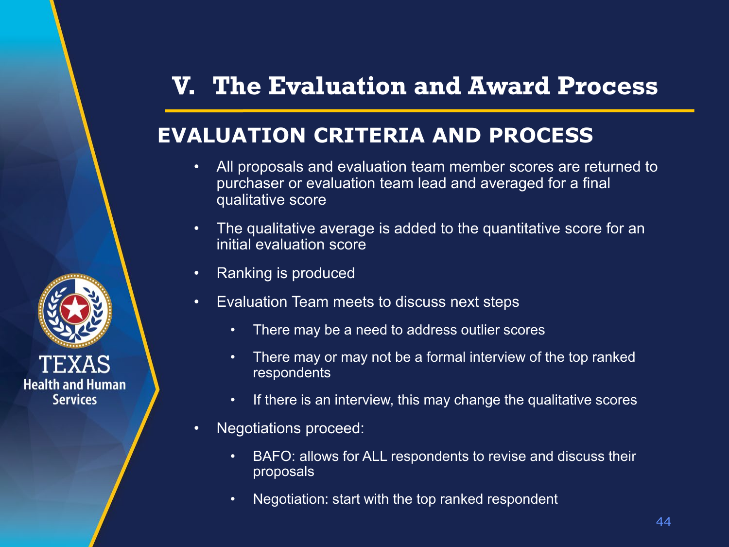# V. The Evaluation and Award Process

## EVALUATION CRITERIA AND PROCESS

- All proposals and evaluation team member scores are returned to purchaser or evaluation team lead and averaged for a final qualitative score
- The qualitative average is added to the quantitative score for an initial evaluation score
- Ranking is produced
- Evaluation Team meets to discuss next steps
  - There may be a need to address outlier scores
  - There may or may not be a formal interview of the top ranked respondents
  - If there is an interview, this may change the qualitative scores
- Negotiations proceed:
  - BAFO: allows for ALL respondents to revise and discuss their proposals
  - Negotiation: start with the top ranked respondent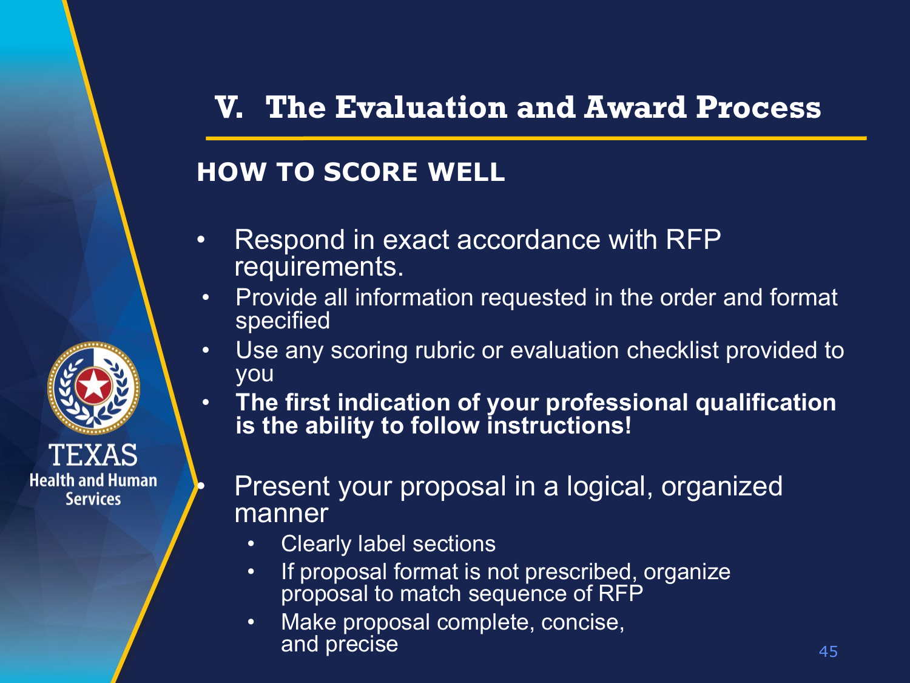# V. The Evaluation and Award Process

## HOW TO SCORE WELL

- Respond in exact accordance with RFP requirements.
  - Provide all information requested in the order and format specified
  - Use any scoring rubric or evaluation checklist provided to you
  - **The first indication of your professional qualification is the ability to follow instructions!**
- Present your proposal in a logical, organized manner
  - Clearly label sections
  - If proposal format is not prescribed, organize proposal to match sequence of RFP
  - Make proposal complete, concise, and precise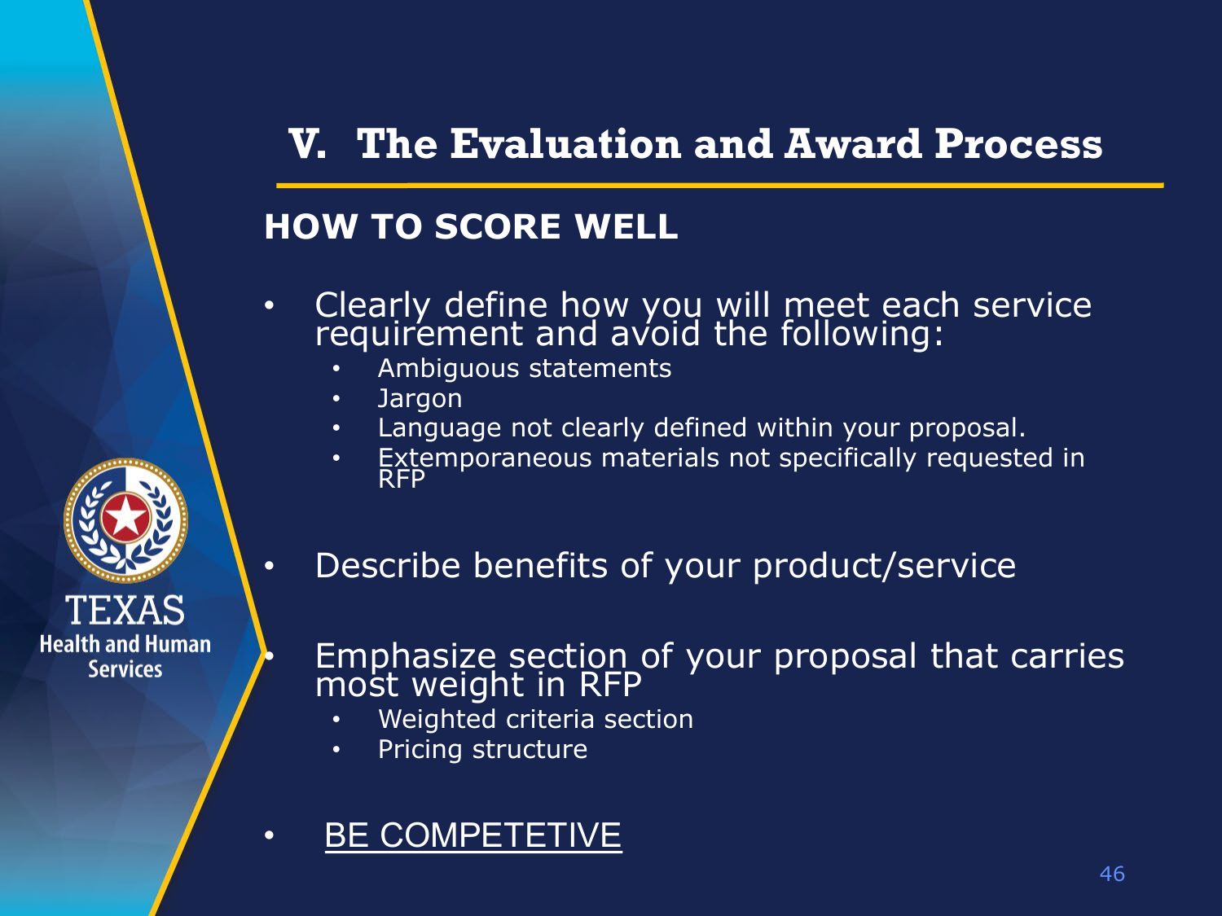# V. The Evaluation and Award Process

## HOW TO SCORE WELL

- Clearly define how you will meet each service requirement and avoid the following:
  - Ambiguous statements
  - Jargon
  - Language not clearly defined within your proposal.
  - Extemporaneous materials not specifically requested in RFP
- Describe benefits of your product/service
- Emphasize section of your proposal that carries most weight in RFP
  - Weighted criteria section
  - Pricing structure
- <u>BE COMPETETIVE</u>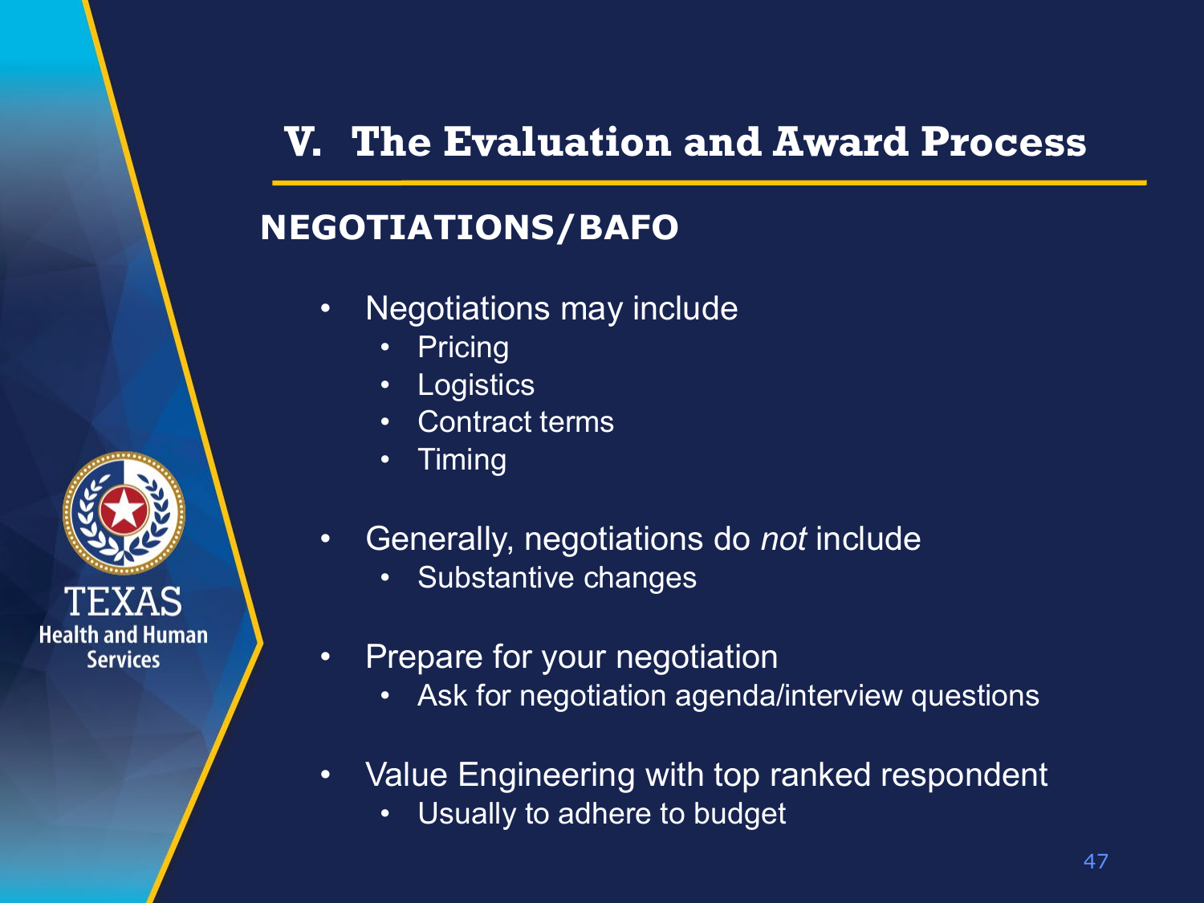# V. The Evaluation and Award Process

## NEGOTIATIONS/BAFO

- Negotiations may include
  - Pricing
  - Logistics
  - Contract terms
  - Timing
- Generally, negotiations do *not* include
  - Substantive changes
- Prepare for your negotiation
  - Ask for negotiation agenda/interview questions
- Value Engineering with top ranked respondent
  - Usually to adhere to budget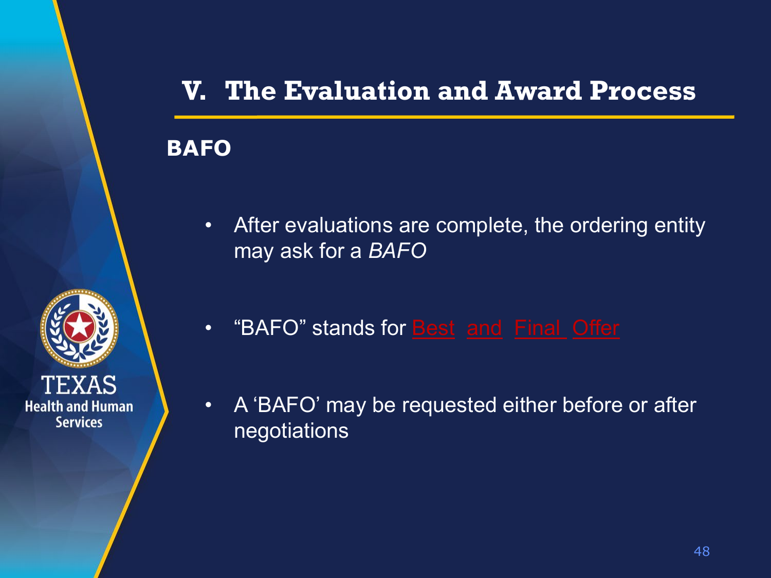# V. The Evaluation and Award Process

## BAFO

- After evaluations are complete, the ordering entity may ask for a *BAFO*
- "BAFO" stands for Best and Final Offer
- A 'BAFO' may be requested either before or after negotiations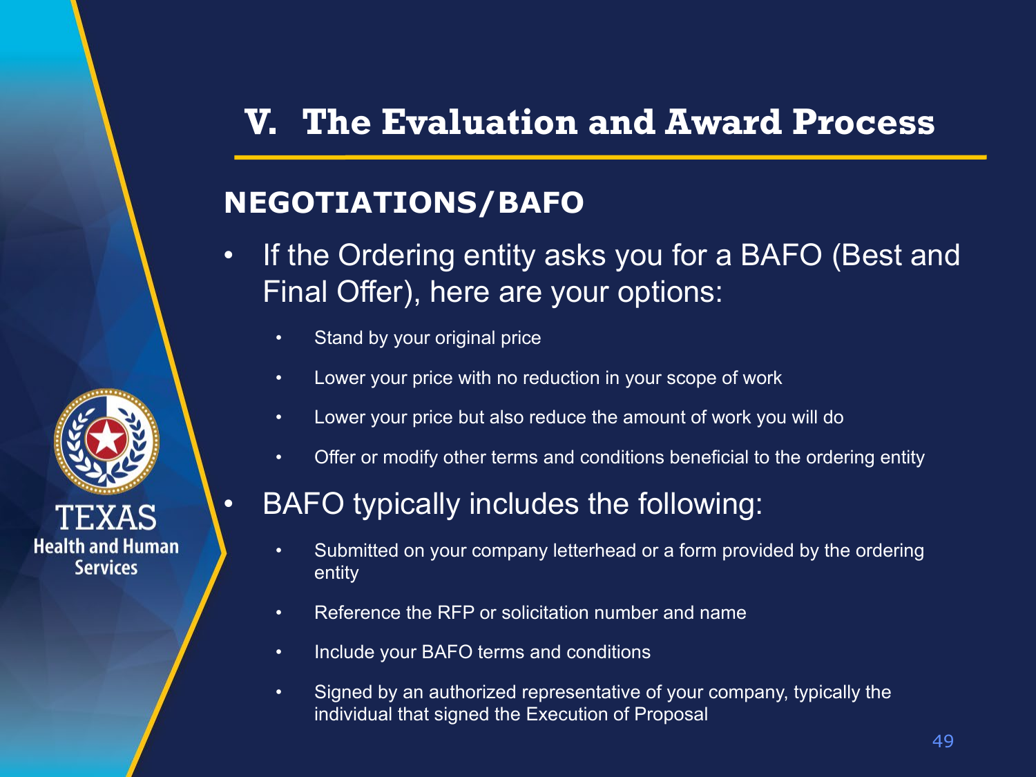# V. The Evaluation and Award Process

## NEGOTIATIONS/BAFO

- If the Ordering entity asks you for a BAFO (Best and Final Offer), here are your options:
  - Stand by your original price
  - Lower your price with no reduction in your scope of work
  - Lower your price but also reduce the amount of work you will do
  - Offer or modify other terms and conditions beneficial to the ordering entity
- BAFO typically includes the following:
  - Submitted on your company letterhead or a form provided by the ordering entity
  - Reference the RFP or solicitation number and name
  - Include your BAFO terms and conditions
  - Signed by an authorized representative of your company, typically the individual that signed the Execution of Proposal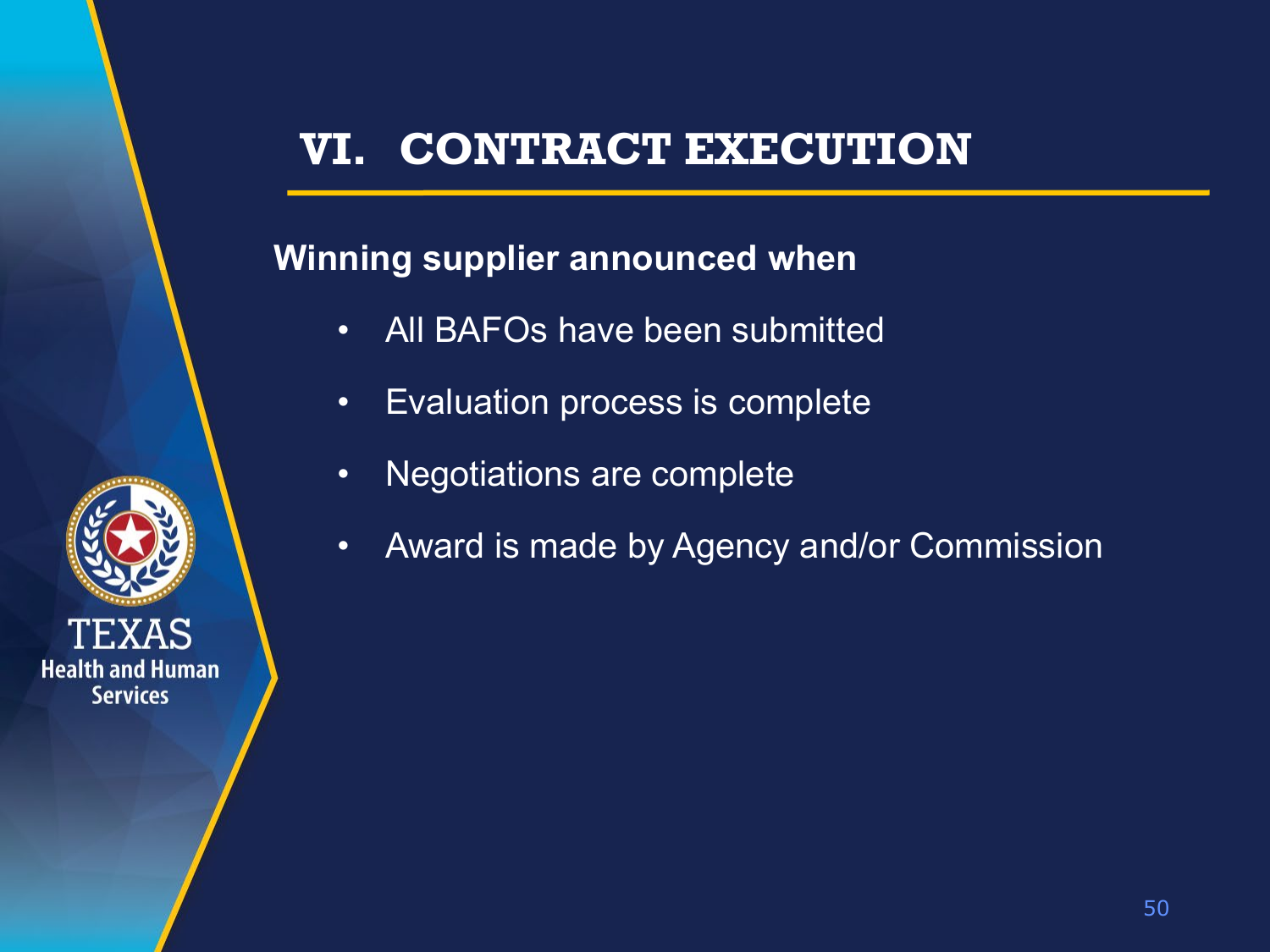# VI. CONTRACT EXECUTION

**Winning supplier announced when**

- All BAFOs have been submitted
- Evaluation process is complete
- Negotiations are complete
- Award is made by Agency and/or Commission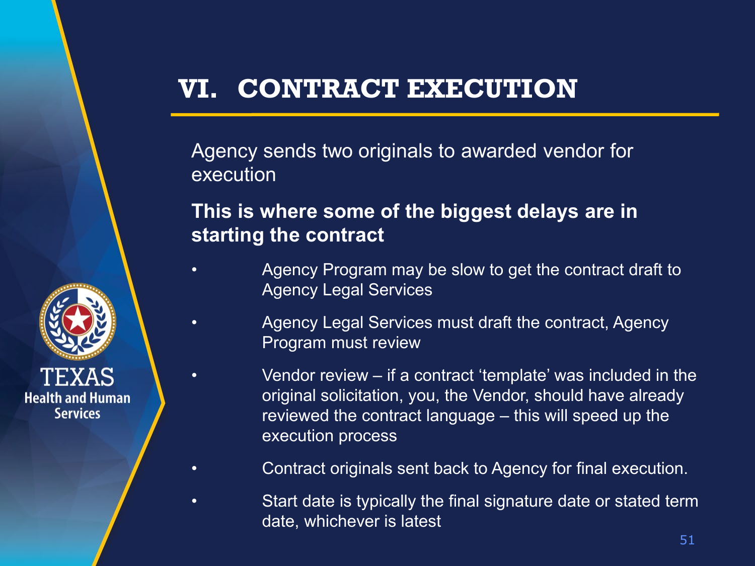# VI. CONTRACT EXECUTION

Agency sends two originals to awarded vendor for execution

**This is where some of the biggest delays are in starting the contract**

- Agency Program may be slow to get the contract draft to Agency Legal Services
- Agency Legal Services must draft the contract, Agency Program must review
- Vendor review – if a contract 'template' was included in the original solicitation, you, the Vendor, should have already reviewed the contract language – this will speed up the execution process
- Contract originals sent back to Agency for final execution.
- Start date is typically the final signature date or stated term date, whichever is latest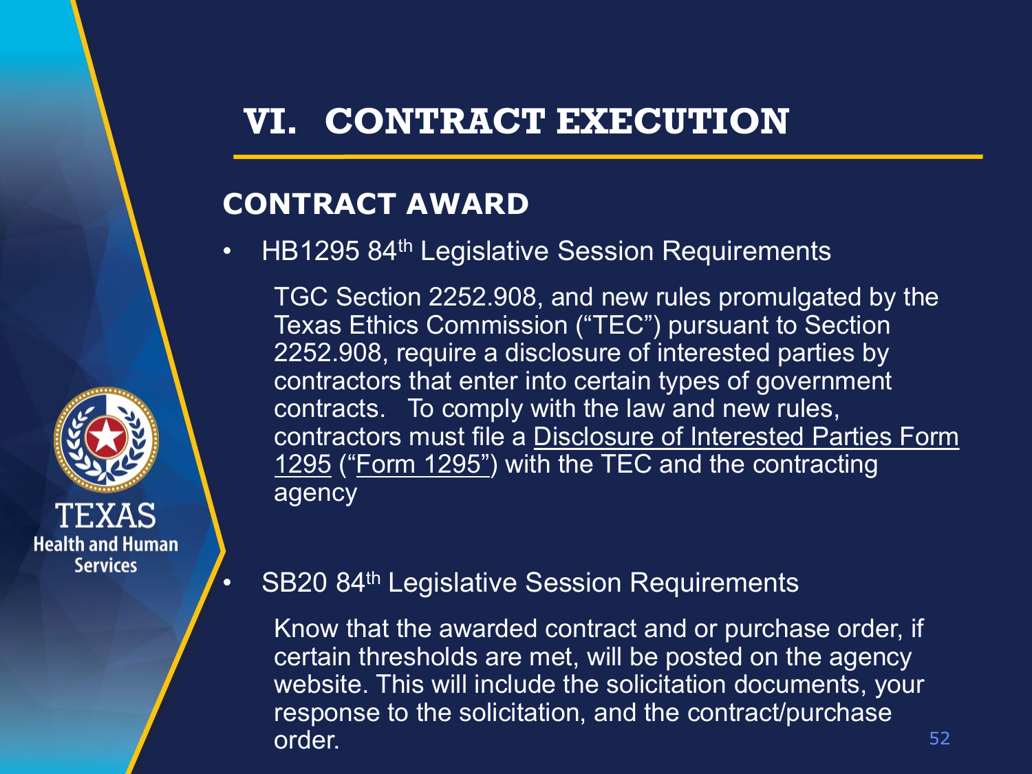# VI. CONTRACT EXECUTION

## CONTRACT AWARD

- HB1295 84th Legislative Session Requirements

  TGC Section 2252.908, and new rules promulgated by the Texas Ethics Commission ("TEC") pursuant to Section 2252.908, require a disclosure of interested parties by contractors that enter into certain types of government contracts. To comply with the law and new rules, contractors must file a Disclosure of Interested Parties Form 1295 ("Form 1295") with the TEC and the contracting agency

- SB20 84th Legislative Session Requirements

  Know that the awarded contract and or purchase order, if certain thresholds are met, will be posted on the agency website. This will include the solicitation documents, your response to the solicitation, and the contract/purchase order.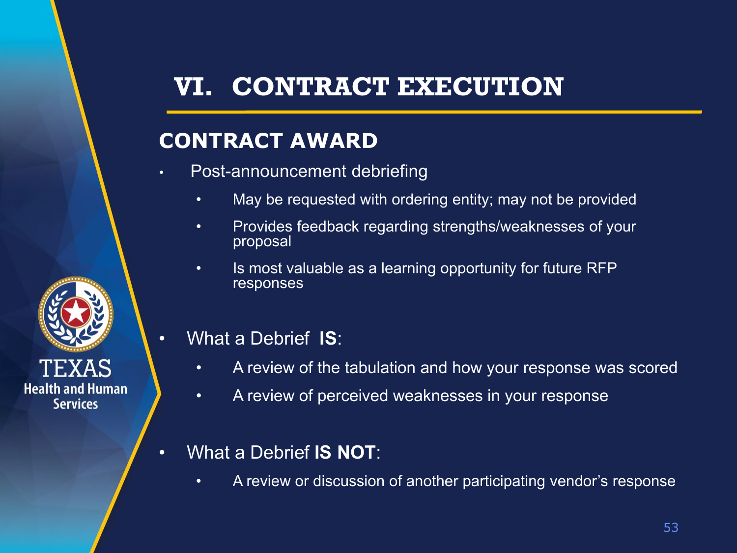# VI. CONTRACT EXECUTION

## CONTRACT AWARD

- Post-announcement debriefing
  - May be requested with ordering entity; may not be provided
  - Provides feedback regarding strengths/weaknesses of your proposal
  - Is most valuable as a learning opportunity for future RFP responses

- What a Debrief **IS**:
  - A review of the tabulation and how your response was scored
  - A review of perceived weaknesses in your response

- What a Debrief **IS NOT**:
  - A review or discussion of another participating vendor's response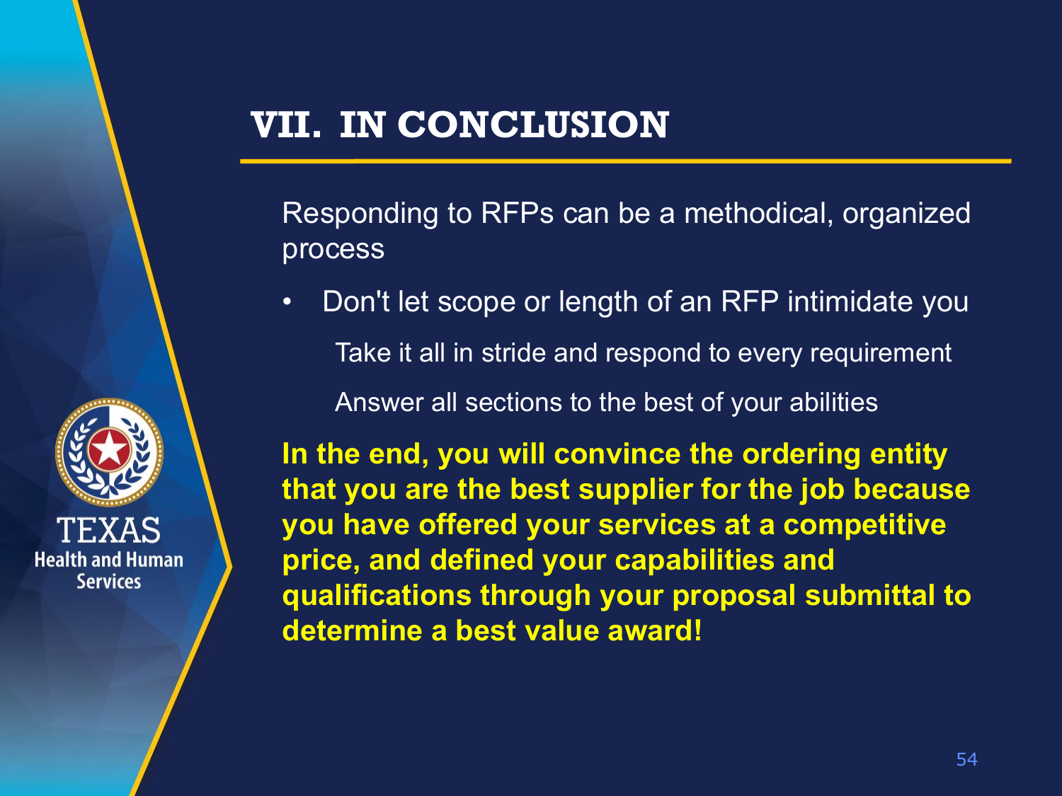# VII. IN CONCLUSION

Responding to RFPs can be a methodical, organized process

- Don't let scope or length of an RFP intimidate you
  - Take it all in stride and respond to every requirement
  - Answer all sections to the best of your abilities

**In the end, you will convince the ordering entity that you are the best supplier for the job because you have offered your services at a competitive price, and defined your capabilities and qualifications through your proposal submittal to determine a best value award!**